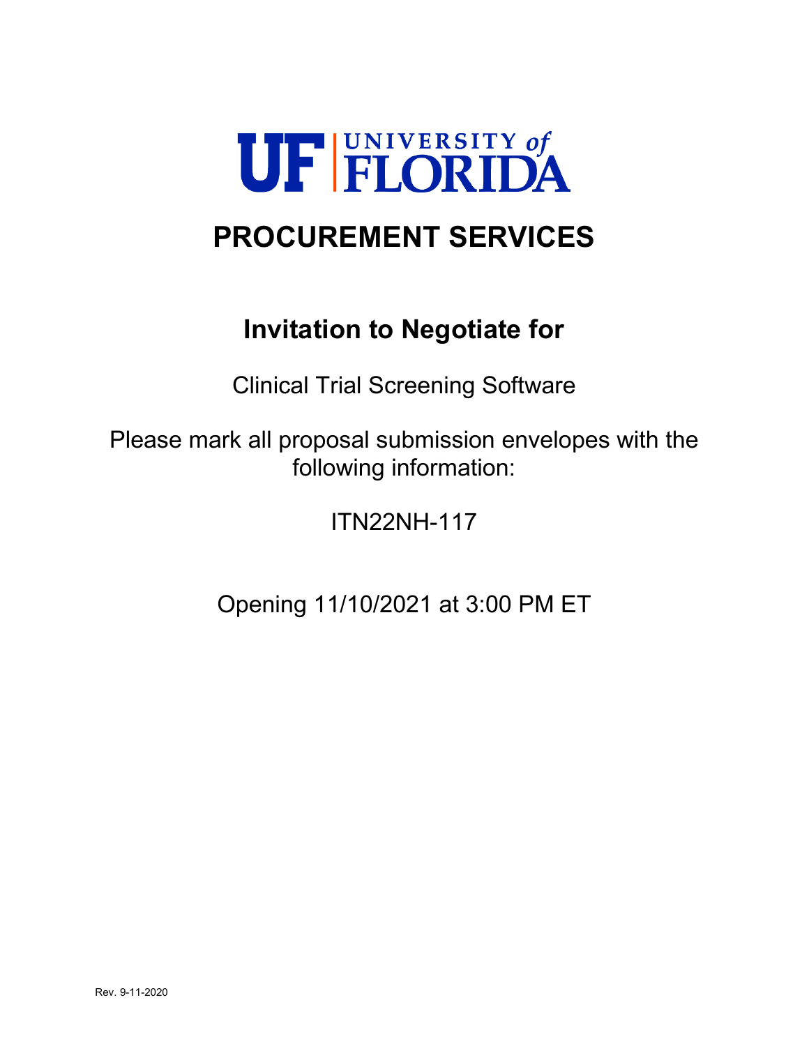# UF | UNIVERSITY of FLORIDA

# PROCUREMENT SERVICES

## Invitation to Negotiate for

Clinical Trial Screening Software

Please mark all proposal submission envelopes with the following information:

ITN22NH-117

Opening 11/10/2021 at 3:00 PM ET

Rev. 9-11-2020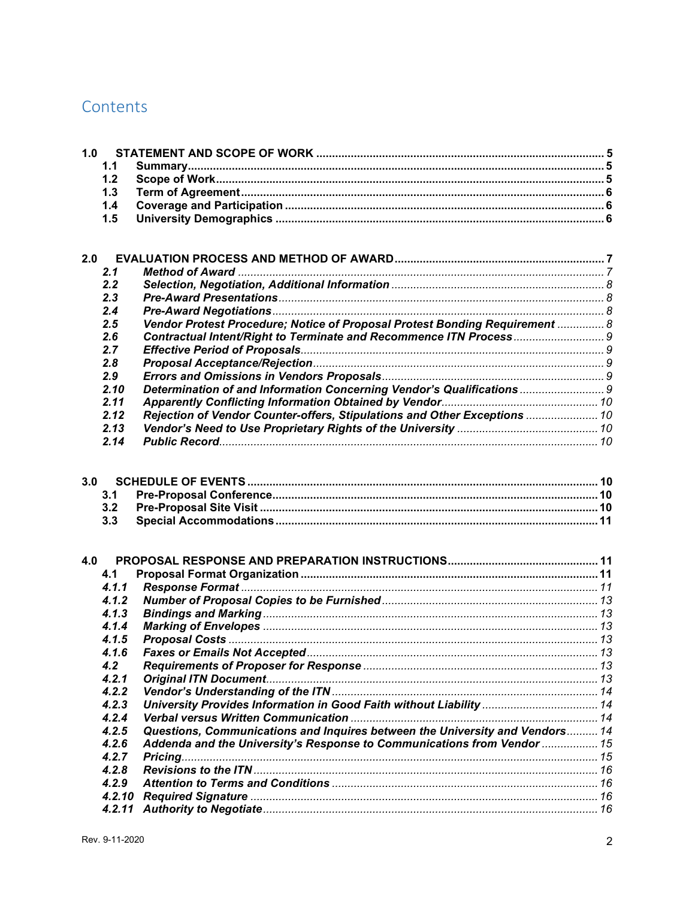# Contents

**1.0 STATEMENT AND SCOPE OF WORK** .......... **5**

- **1.1 Summary** .......... **5**
- **1.2 Scope of Work** .......... **5**
- **1.3 Term of Agreement** .......... **6**
- **1.4 Coverage and Participation** .......... **6**
- **1.5 University Demographics** .......... **6**

**2.0 EVALUATION PROCESS AND METHOD OF AWARD** .......... **7**

- ***2.1 Method of Award*** .......... *7*
- ***2.2 Selection, Negotiation, Additional Information*** .......... *8*
- ***2.3 Pre-Award Presentations*** .......... *8*
- ***2.4 Pre-Award Negotiations*** .......... *8*
- ***2.5 Vendor Protest Procedure; Notice of Proposal Protest Bonding Requirement*** .......... *8*
- ***2.6 Contractual Intent/Right to Terminate and Recommence ITN Process*** .......... *9*
- ***2.7 Effective Period of Proposals*** .......... *9*
- ***2.8 Proposal Acceptance/Rejection*** .......... *9*
- ***2.9 Errors and Omissions in Vendors Proposals*** .......... *9*
- ***2.10 Determination of and Information Concerning Vendor's Qualifications*** .......... *9*
- ***2.11 Apparently Conflicting Information Obtained by Vendor*** .......... *10*
- ***2.12 Rejection of Vendor Counter-offers, Stipulations and Other Exceptions*** .......... *10*
- ***2.13 Vendor's Need to Use Proprietary Rights of the University*** .......... *10*
- ***2.14 Public Record*** .......... *10*

**3.0 SCHEDULE OF EVENTS** .......... **10**

- **3.1 Pre-Proposal Conference** .......... **10**
- **3.2 Pre-Proposal Site Visit** .......... **10**
- **3.3 Special Accommodations** .......... **11**

**4.0 PROPOSAL RESPONSE AND PREPARATION INSTRUCTIONS** .......... **11**

- **4.1 Proposal Format Organization** .......... **11**
- ***4.1.1 Response Format*** .......... *11*
- ***4.1.2 Number of Proposal Copies to be Furnished*** .......... *13*
- ***4.1.3 Bindings and Marking*** .......... *13*
- ***4.1.4 Marking of Envelopes*** .......... *13*
- ***4.1.5 Proposal Costs*** .......... *13*
- ***4.1.6 Faxes or Emails Not Accepted*** .......... *13*
- ***4.2 Requirements of Proposer for Response*** .......... *13*
- ***4.2.1 Original ITN Document*** .......... *13*
- ***4.2.2 Vendor's Understanding of the ITN*** .......... *14*
- ***4.2.3 University Provides Information in Good Faith without Liability*** .......... *14*
- ***4.2.4 Verbal versus Written Communication*** .......... *14*
- ***4.2.5 Questions, Communications and Inquires between the University and Vendors*** .......... *14*
- ***4.2.6 Addenda and the University's Response to Communications from Vendor*** .......... *15*
- ***4.2.7 Pricing*** .......... *15*
- ***4.2.8 Revisions to the ITN*** .......... *16*
- ***4.2.9 Attention to Terms and Conditions*** .......... *16*
- ***4.2.10 Required Signature*** .......... *16*
- ***4.2.11 Authority to Negotiate*** .......... *16*

Rev. 9-11-2020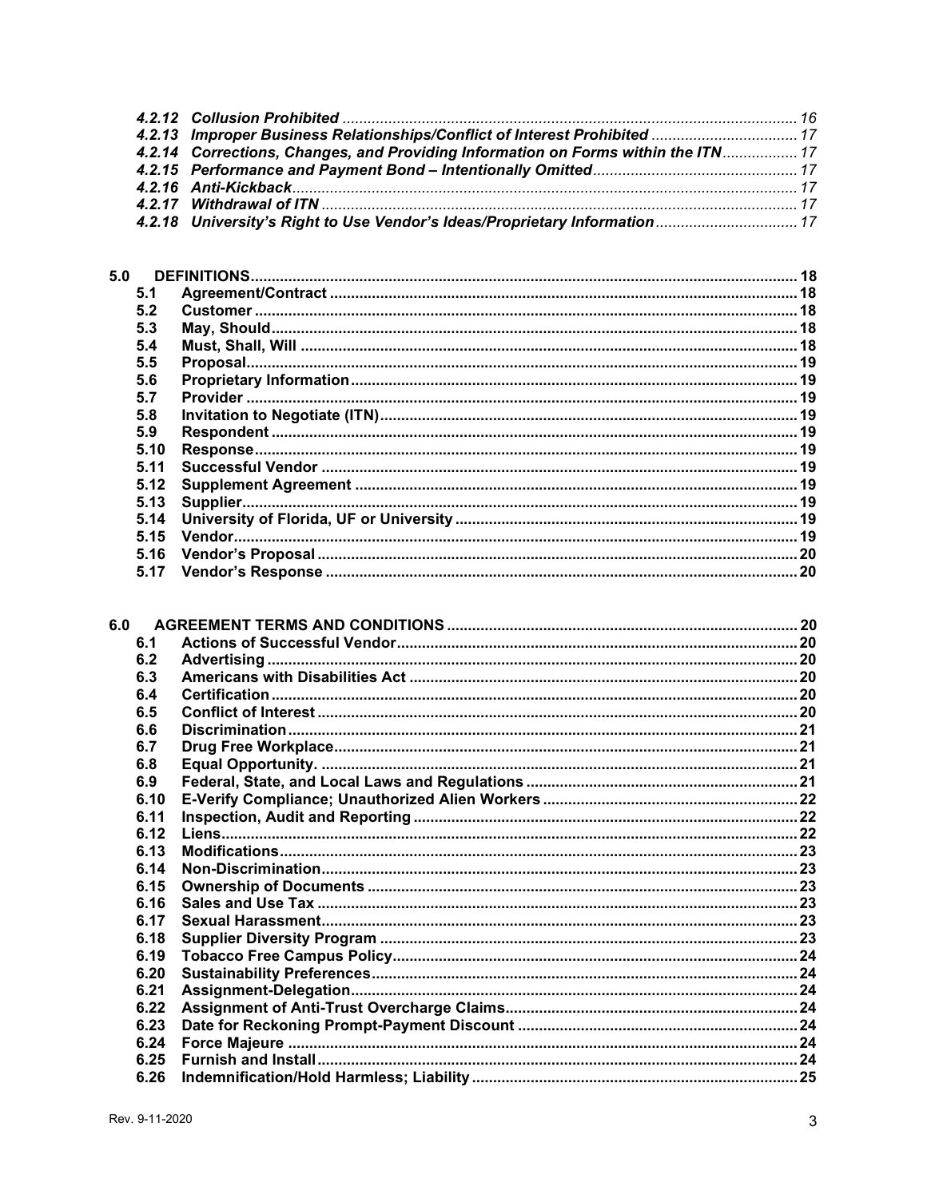*4.2.12 Collusion Prohibited* ........................................................................................... *16*
*4.2.13 Improper Business Relationships/Conflict of Interest Prohibited* .................................. *17*
*4.2.14 Corrections, Changes, and Providing Information on Forms within the ITN* .................. *17*
*4.2.15 Performance and Payment Bond – Intentionally Omitted* ................................................ *17*
*4.2.16 Anti-Kickback* ....................................................................................................... *17*
*4.2.17 Withdrawal of ITN* ................................................................................................ *17*
*4.2.18 University's Right to Use Vendor's Ideas/Proprietary Information* ................................. *17*

**5.0 DEFINITIONS** ........................................................................................................ **18**
**5.1 Agreement/Contract** .............................................................................................. **18**
**5.2 Customer** ............................................................................................................. **18**
**5.3 May, Should** ......................................................................................................... **18**
**5.4 Must, Shall, Will** ................................................................................................... **18**
**5.5 Proposal** .............................................................................................................. **19**
**5.6 Proprietary Information** ......................................................................................... **19**
**5.7 Provider** .............................................................................................................. **19**
**5.8 Invitation to Negotiate (ITN)** .................................................................................. **19**
**5.9 Respondent** .......................................................................................................... **19**
**5.10 Response** ............................................................................................................ **19**
**5.11 Successful Vendor** ............................................................................................... **19**
**5.12 Supplement Agreement** ........................................................................................ **19**
**5.13 Supplier** .............................................................................................................. **19**
**5.14 University of Florida, UF or University** ................................................................... **19**
**5.15 Vendor** ................................................................................................................ **19**
**5.16 Vendor's Proposal** ................................................................................................ **20**
**5.17 Vendor's Response** ............................................................................................... **20**

**6.0 AGREEMENT TERMS AND CONDITIONS** ..................................................................... **20**
**6.1 Actions of Successful Vendor** .................................................................................. **20**
**6.2 Advertising** ........................................................................................................... **20**
**6.3 Americans with Disabilities Act** ............................................................................... **20**
**6.4 Certification** .......................................................................................................... **20**
**6.5 Conflict of Interest** ................................................................................................. **20**
**6.6 Discrimination** ....................................................................................................... **21**
**6.7 Drug Free Workplace** ............................................................................................. **21**
**6.8 Equal Opportunity.** ................................................................................................ **21**
**6.9 Federal, State, and Local Laws and Regulations** ....................................................... **21**
**6.10 E-Verify Compliance; Unauthorized Alien Workers** .................................................... **22**
**6.11 Inspection, Audit and Reporting** ............................................................................. **22**
**6.12 Liens** .................................................................................................................. **22**
**6.13 Modifications** ....................................................................................................... **23**
**6.14 Non-Discrimination** ............................................................................................... **23**
**6.15 Ownership of Documents** ...................................................................................... **23**
**6.16 Sales and Use Tax** ................................................................................................ **23**
**6.17 Sexual Harassment** ............................................................................................... **23**
**6.18 Supplier Diversity Program** .................................................................................... **23**
**6.19 Tobacco Free Campus Policy** ................................................................................. **24**
**6.20 Sustainability Preferences** ..................................................................................... **24**
**6.21 Assignment-Delegation** ......................................................................................... **24**
**6.22 Assignment of Anti-Trust Overcharge Claims** ........................................................... **24**
**6.23 Date for Reckoning Prompt-Payment Discount** ......................................................... **24**
**6.24 Force Majeure** ..................................................................................................... **24**
**6.25 Furnish and Install** ................................................................................................ **24**
**6.26 Indemnification/Hold Harmless; Liability** ................................................................... **25**

Rev. 9-11-2020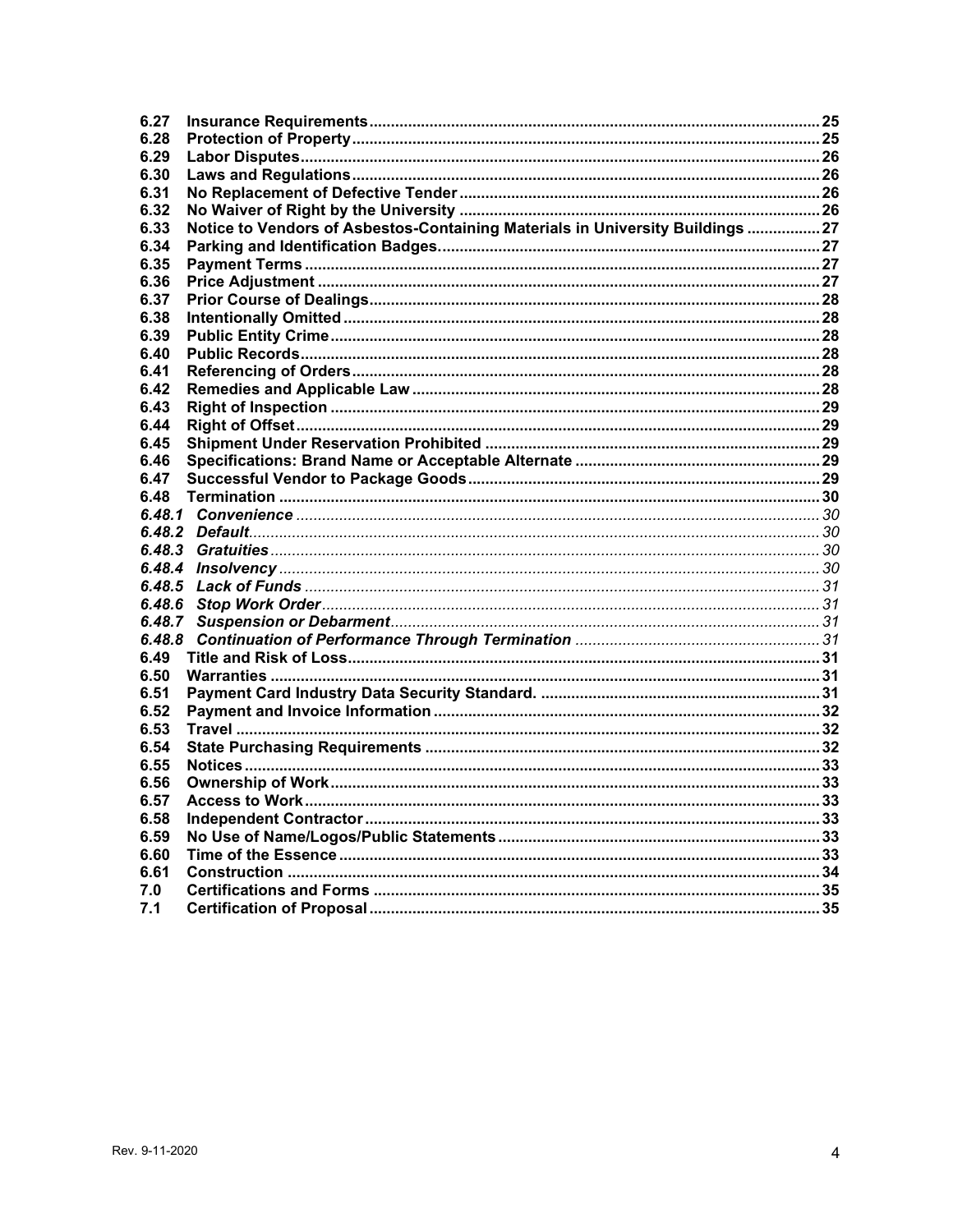| | | |
|---|---|---|
| **6.27** | **Insurance Requirements** | **25** |
| **6.28** | **Protection of Property** | **25** |
| **6.29** | **Labor Disputes** | **26** |
| **6.30** | **Laws and Regulations** | **26** |
| **6.31** | **No Replacement of Defective Tender** | **26** |
| **6.32** | **No Waiver of Right by the University** | **26** |
| **6.33** | **Notice to Vendors of Asbestos-Containing Materials in University Buildings** | **27** |
| **6.34** | **Parking and Identification Badges.** | **27** |
| **6.35** | **Payment Terms** | **27** |
| **6.36** | **Price Adjustment** | **27** |
| **6.37** | **Prior Course of Dealings** | **28** |
| **6.38** | **Intentionally Omitted** | **28** |
| **6.39** | **Public Entity Crime** | **28** |
| **6.40** | **Public Records** | **28** |
| **6.41** | **Referencing of Orders** | **28** |
| **6.42** | **Remedies and Applicable Law** | **28** |
| **6.43** | **Right of Inspection** | **29** |
| **6.44** | **Right of Offset** | **29** |
| **6.45** | **Shipment Under Reservation Prohibited** | **29** |
| **6.46** | **Specifications: Brand Name or Acceptable Alternate** | **29** |
| **6.47** | **Successful Vendor to Package Goods** | **29** |
| **6.48** | **Termination** | **30** |
| ***6.48.1*** | ***Convenience*** | *30* |
| ***6.48.2*** | ***Default*** | *30* |
| ***6.48.3*** | ***Gratuities*** | *30* |
| ***6.48.4*** | ***Insolvency*** | *30* |
| ***6.48.5*** | ***Lack of Funds*** | *31* |
| ***6.48.6*** | ***Stop Work Order*** | *31* |
| ***6.48.7*** | ***Suspension or Debarment*** | *31* |
| ***6.48.8*** | ***Continuation of Performance Through Termination*** | *31* |
| **6.49** | **Title and Risk of Loss** | **31** |
| **6.50** | **Warranties** | **31** |
| **6.51** | **Payment Card Industry Data Security Standard.** | **31** |
| **6.52** | **Payment and Invoice Information** | **32** |
| **6.53** | **Travel** | **32** |
| **6.54** | **State Purchasing Requirements** | **32** |
| **6.55** | **Notices** | **33** |
| **6.56** | **Ownership of Work** | **33** |
| **6.57** | **Access to Work** | **33** |
| **6.58** | **Independent Contractor** | **33** |
| **6.59** | **No Use of Name/Logos/Public Statements** | **33** |
| **6.60** | **Time of the Essence** | **33** |
| **6.61** | **Construction** | **34** |
| **7.0** | **Certifications and Forms** | **35** |
| **7.1** | **Certification of Proposal** | **35** |

Rev. 9-11-2020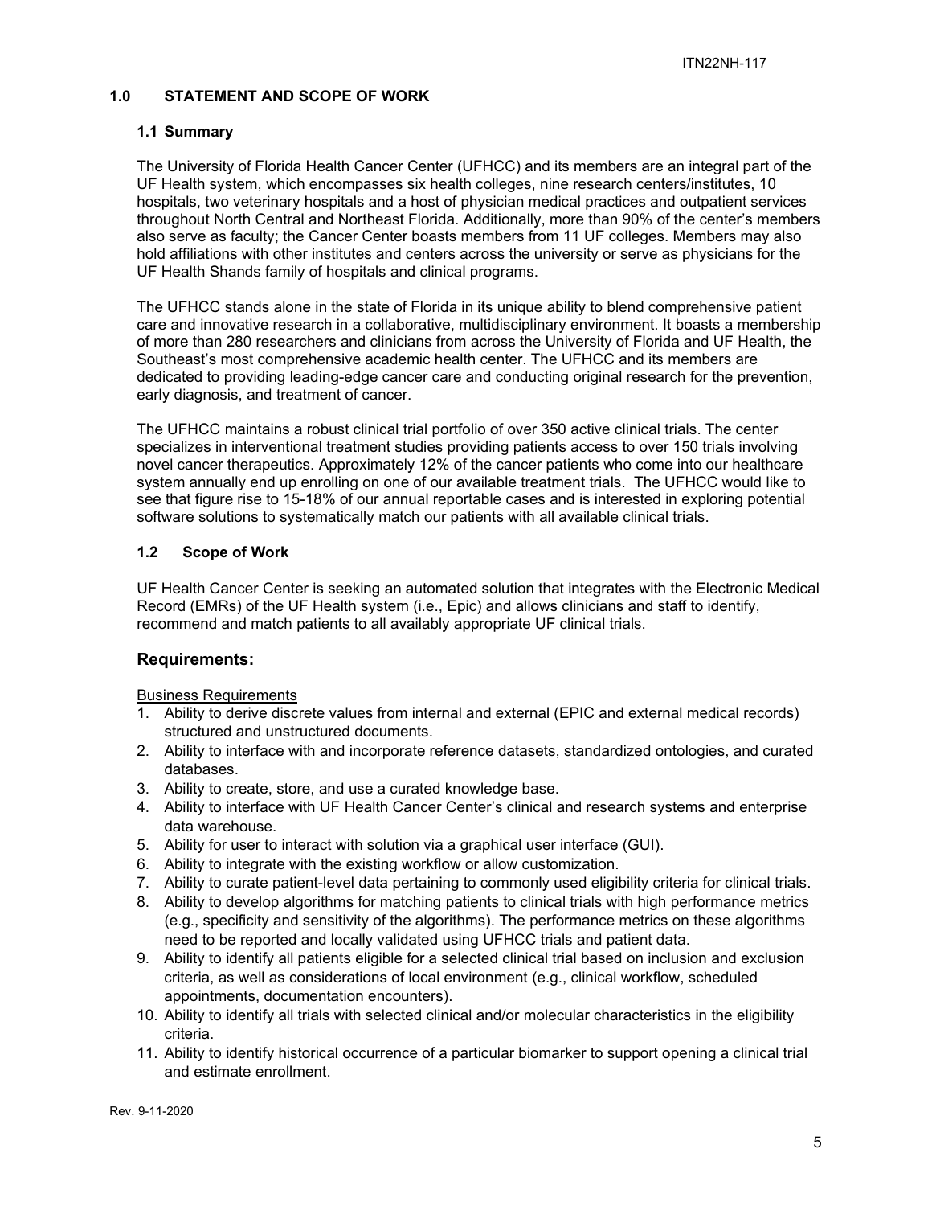## 1.0 STATEMENT AND SCOPE OF WORK

### 1.1 Summary

The University of Florida Health Cancer Center (UFHCC) and its members are an integral part of the UF Health system, which encompasses six health colleges, nine research centers/institutes, 10 hospitals, two veterinary hospitals and a host of physician medical practices and outpatient services throughout North Central and Northeast Florida. Additionally, more than 90% of the center's members also serve as faculty; the Cancer Center boasts members from 11 UF colleges. Members may also hold affiliations with other institutes and centers across the university or serve as physicians for the UF Health Shands family of hospitals and clinical programs.

The UFHCC stands alone in the state of Florida in its unique ability to blend comprehensive patient care and innovative research in a collaborative, multidisciplinary environment. It boasts a membership of more than 280 researchers and clinicians from across the University of Florida and UF Health, the Southeast's most comprehensive academic health center. The UFHCC and its members are dedicated to providing leading-edge cancer care and conducting original research for the prevention, early diagnosis, and treatment of cancer.

The UFHCC maintains a robust clinical trial portfolio of over 350 active clinical trials. The center specializes in interventional treatment studies providing patients access to over 150 trials involving novel cancer therapeutics. Approximately 12% of the cancer patients who come into our healthcare system annually end up enrolling on one of our available treatment trials. The UFHCC would like to see that figure rise to 15-18% of our annual reportable cases and is interested in exploring potential software solutions to systematically match our patients with all available clinical trials.

### 1.2 Scope of Work

UF Health Cancer Center is seeking an automated solution that integrates with the Electronic Medical Record (EMRs) of the UF Health system (i.e., Epic) and allows clinicians and staff to identify, recommend and match patients to all availably appropriate UF clinical trials.

## Requirements:

Business Requirements

1. Ability to derive discrete values from internal and external (EPIC and external medical records) structured and unstructured documents.
2. Ability to interface with and incorporate reference datasets, standardized ontologies, and curated databases.
3. Ability to create, store, and use a curated knowledge base.
4. Ability to interface with UF Health Cancer Center's clinical and research systems and enterprise data warehouse.
5. Ability for user to interact with solution via a graphical user interface (GUI).
6. Ability to integrate with the existing workflow or allow customization.
7. Ability to curate patient-level data pertaining to commonly used eligibility criteria for clinical trials.
8. Ability to develop algorithms for matching patients to clinical trials with high performance metrics (e.g., specificity and sensitivity of the algorithms). The performance metrics on these algorithms need to be reported and locally validated using UFHCC trials and patient data.
9. Ability to identify all patients eligible for a selected clinical trial based on inclusion and exclusion criteria, as well as considerations of local environment (e.g., clinical workflow, scheduled appointments, documentation encounters).
10. Ability to identify all trials with selected clinical and/or molecular characteristics in the eligibility criteria.
11. Ability to identify historical occurrence of a particular biomarker to support opening a clinical trial and estimate enrollment.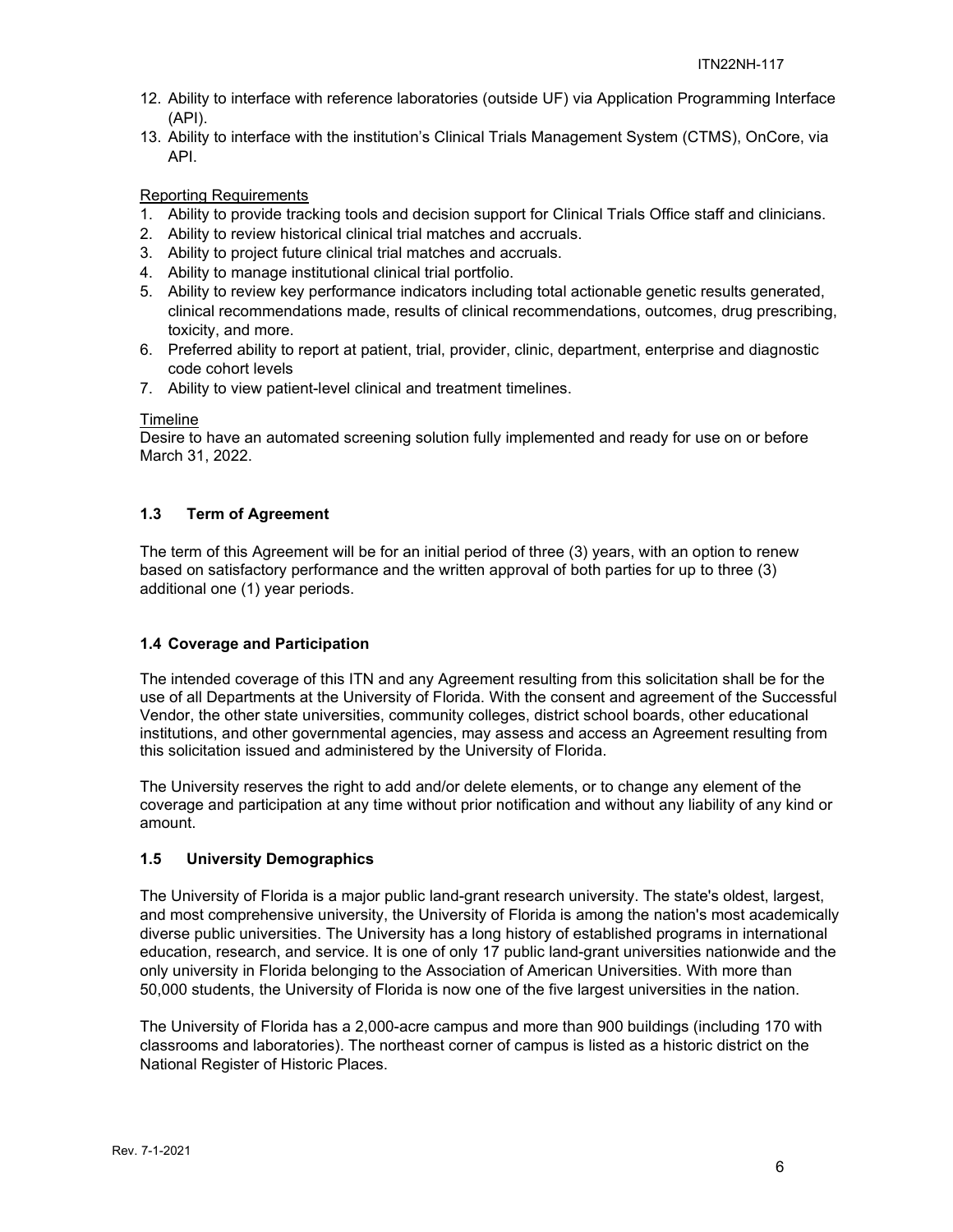12. Ability to interface with reference laboratories (outside UF) via Application Programming Interface (API).
13. Ability to interface with the institution's Clinical Trials Management System (CTMS), OnCore, via API.

<u>Reporting Requirements</u>

1. Ability to provide tracking tools and decision support for Clinical Trials Office staff and clinicians.
2. Ability to review historical clinical trial matches and accruals.
3. Ability to project future clinical trial matches and accruals.
4. Ability to manage institutional clinical trial portfolio.
5. Ability to review key performance indicators including total actionable genetic results generated, clinical recommendations made, results of clinical recommendations, outcomes, drug prescribing, toxicity, and more.
6. Preferred ability to report at patient, trial, provider, clinic, department, enterprise and diagnostic code cohort levels
7. Ability to view patient-level clinical and treatment timelines.

<u>Timeline</u>

Desire to have an automated screening solution fully implemented and ready for use on or before March 31, 2022.

### 1.3 Term of Agreement

The term of this Agreement will be for an initial period of three (3) years, with an option to renew based on satisfactory performance and the written approval of both parties for up to three (3) additional one (1) year periods.

### 1.4 Coverage and Participation

The intended coverage of this ITN and any Agreement resulting from this solicitation shall be for the use of all Departments at the University of Florida. With the consent and agreement of the Successful Vendor, the other state universities, community colleges, district school boards, other educational institutions, and other governmental agencies, may assess and access an Agreement resulting from this solicitation issued and administered by the University of Florida.

The University reserves the right to add and/or delete elements, or to change any element of the coverage and participation at any time without prior notification and without any liability of any kind or amount.

### 1.5 University Demographics

The University of Florida is a major public land-grant research university. The state's oldest, largest, and most comprehensive university, the University of Florida is among the nation's most academically diverse public universities. The University has a long history of established programs in international education, research, and service. It is one of only 17 public land-grant universities nationwide and the only university in Florida belonging to the Association of American Universities. With more than 50,000 students, the University of Florida is now one of the five largest universities in the nation.

The University of Florida has a 2,000-acre campus and more than 900 buildings (including 170 with classrooms and laboratories). The northeast corner of campus is listed as a historic district on the National Register of Historic Places.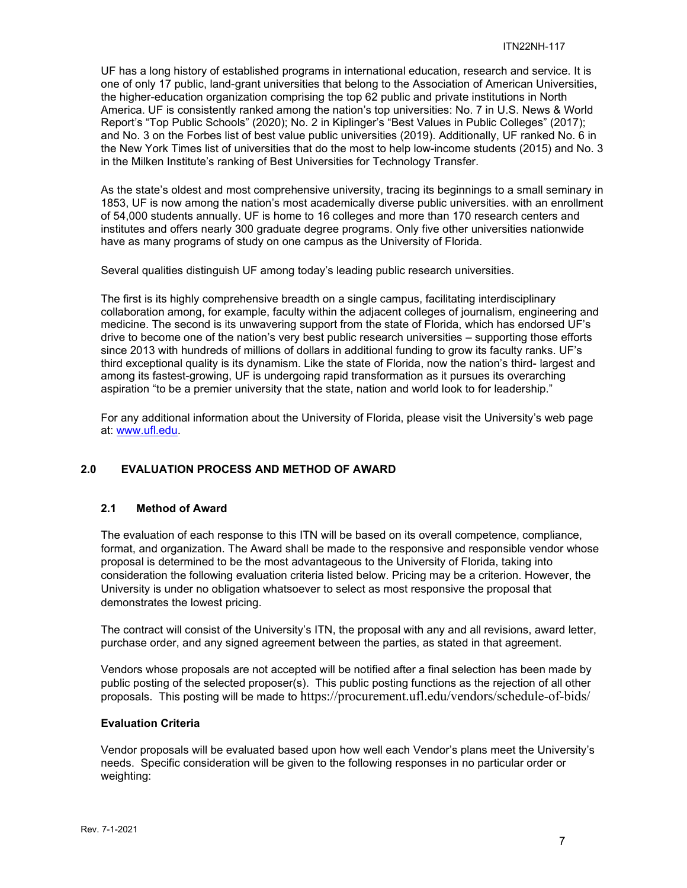UF has a long history of established programs in international education, research and service. It is one of only 17 public, land-grant universities that belong to the Association of American Universities, the higher-education organization comprising the top 62 public and private institutions in North America. UF is consistently ranked among the nation's top universities: No. 7 in U.S. News & World Report's "Top Public Schools" (2020); No. 2 in Kiplinger's "Best Values in Public Colleges" (2017); and No. 3 on the Forbes list of best value public universities (2019). Additionally, UF ranked No. 6 in the New York Times list of universities that do the most to help low-income students (2015) and No. 3 in the Milken Institute's ranking of Best Universities for Technology Transfer.

As the state's oldest and most comprehensive university, tracing its beginnings to a small seminary in 1853, UF is now among the nation's most academically diverse public universities. with an enrollment of 54,000 students annually. UF is home to 16 colleges and more than 170 research centers and institutes and offers nearly 300 graduate degree programs. Only five other universities nationwide have as many programs of study on one campus as the University of Florida.

Several qualities distinguish UF among today's leading public research universities.

The first is its highly comprehensive breadth on a single campus, facilitating interdisciplinary collaboration among, for example, faculty within the adjacent colleges of journalism, engineering and medicine. The second is its unwavering support from the state of Florida, which has endorsed UF's drive to become one of the nation's very best public research universities – supporting those efforts since 2013 with hundreds of millions of dollars in additional funding to grow its faculty ranks. UF's third exceptional quality is its dynamism. Like the state of Florida, now the nation's third- largest and among its fastest-growing, UF is undergoing rapid transformation as it pursues its overarching aspiration "to be a premier university that the state, nation and world look to for leadership."

For any additional information about the University of Florida, please visit the University's web page at: www.ufl.edu.

## 2.0 EVALUATION PROCESS AND METHOD OF AWARD

### 2.1 Method of Award

The evaluation of each response to this ITN will be based on its overall competence, compliance, format, and organization. The Award shall be made to the responsive and responsible vendor whose proposal is determined to be the most advantageous to the University of Florida, taking into consideration the following evaluation criteria listed below. Pricing may be a criterion. However, the University is under no obligation whatsoever to select as most responsive the proposal that demonstrates the lowest pricing.

The contract will consist of the University's ITN, the proposal with any and all revisions, award letter, purchase order, and any signed agreement between the parties, as stated in that agreement.

Vendors whose proposals are not accepted will be notified after a final selection has been made by public posting of the selected proposer(s). This public posting functions as the rejection of all other proposals. This posting will be made to https://procurement.ufl.edu/vendors/schedule-of-bids/

**Evaluation Criteria**

Vendor proposals will be evaluated based upon how well each Vendor's plans meet the University's needs. Specific consideration will be given to the following responses in no particular order or weighting: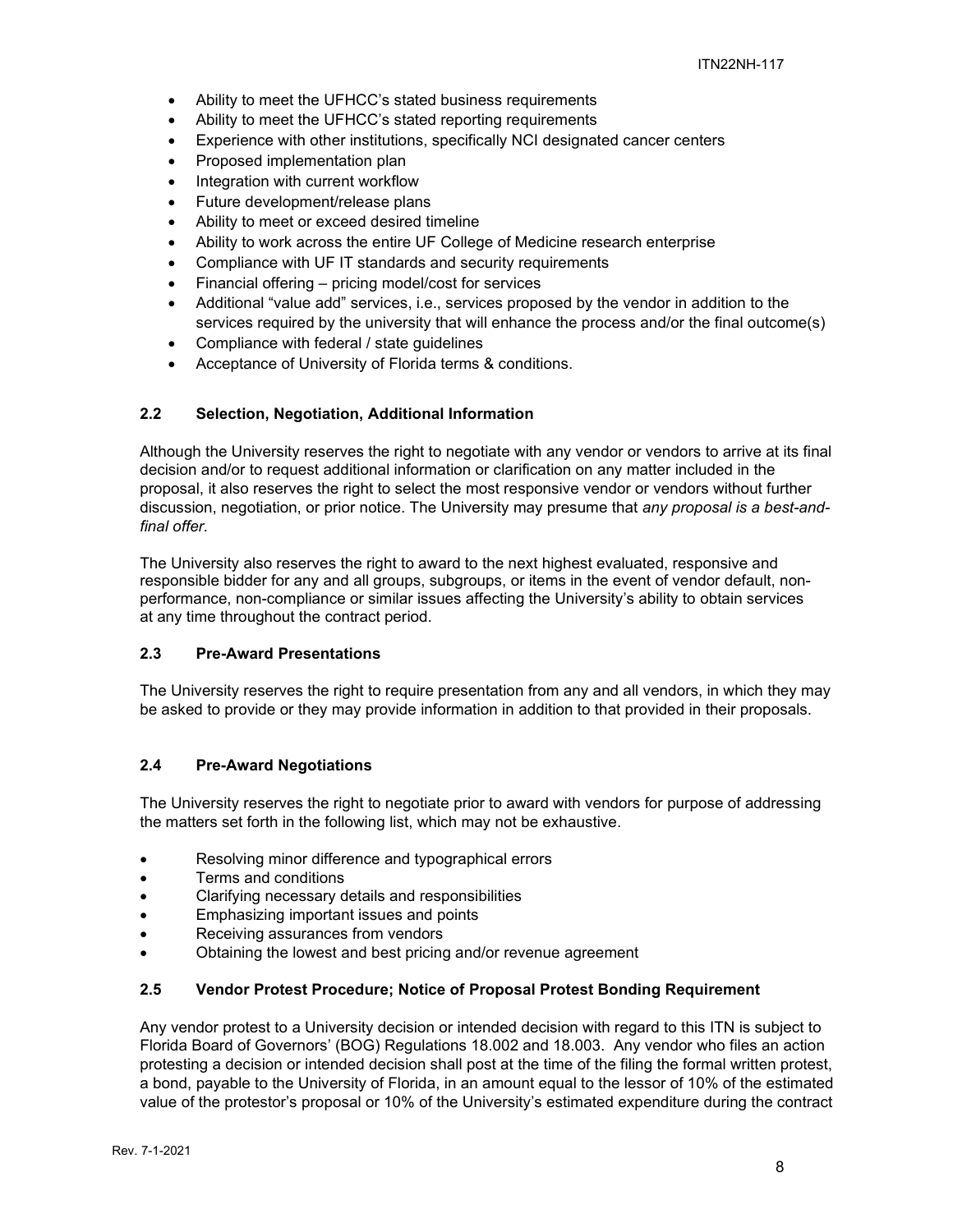- Ability to meet the UFHCC's stated business requirements
- Ability to meet the UFHCC's stated reporting requirements
- Experience with other institutions, specifically NCI designated cancer centers
- Proposed implementation plan
- Integration with current workflow
- Future development/release plans
- Ability to meet or exceed desired timeline
- Ability to work across the entire UF College of Medicine research enterprise
- Compliance with UF IT standards and security requirements
- Financial offering – pricing model/cost for services
- Additional "value add" services, i.e., services proposed by the vendor in addition to the services required by the university that will enhance the process and/or the final outcome(s)
- Compliance with federal / state guidelines
- Acceptance of University of Florida terms & conditions.

### 2.2 Selection, Negotiation, Additional Information

Although the University reserves the right to negotiate with any vendor or vendors to arrive at its final decision and/or to request additional information or clarification on any matter included in the proposal, it also reserves the right to select the most responsive vendor or vendors without further discussion, negotiation, or prior notice. The University may presume that *any proposal is a best-and-final offer.*

The University also reserves the right to award to the next highest evaluated, responsive and responsible bidder for any and all groups, subgroups, or items in the event of vendor default, non-performance, non-compliance or similar issues affecting the University's ability to obtain services at any time throughout the contract period.

### 2.3 Pre-Award Presentations

The University reserves the right to require presentation from any and all vendors, in which they may be asked to provide or they may provide information in addition to that provided in their proposals.

### 2.4 Pre-Award Negotiations

The University reserves the right to negotiate prior to award with vendors for purpose of addressing the matters set forth in the following list, which may not be exhaustive.

- Resolving minor difference and typographical errors
- Terms and conditions
- Clarifying necessary details and responsibilities
- Emphasizing important issues and points
- Receiving assurances from vendors
- Obtaining the lowest and best pricing and/or revenue agreement

### 2.5 Vendor Protest Procedure; Notice of Proposal Protest Bonding Requirement

Any vendor protest to a University decision or intended decision with regard to this ITN is subject to Florida Board of Governors' (BOG) Regulations 18.002 and 18.003. Any vendor who files an action protesting a decision or intended decision shall post at the time of the filing the formal written protest, a bond, payable to the University of Florida, in an amount equal to the lessor of 10% of the estimated value of the protestor's proposal or 10% of the University's estimated expenditure during the contract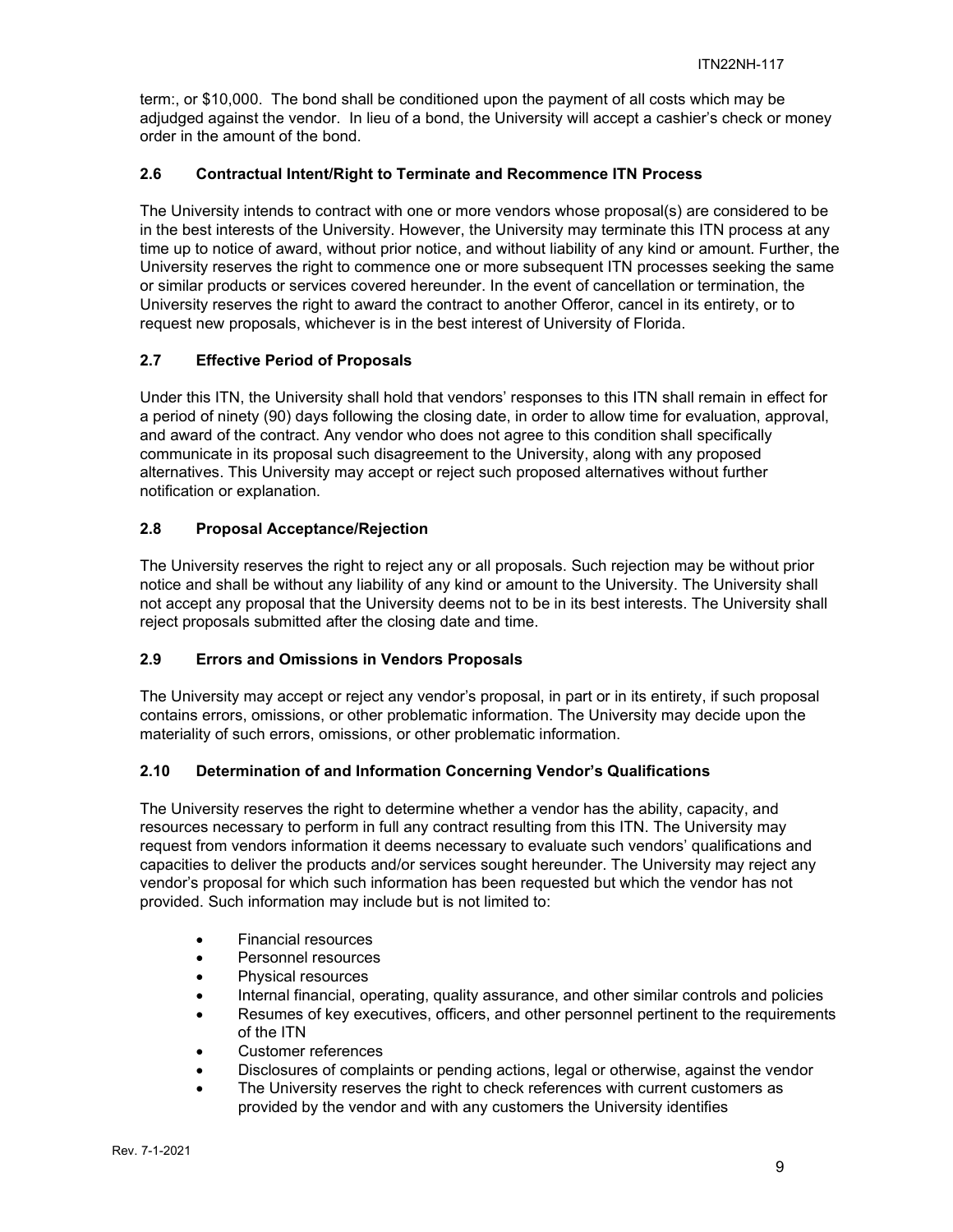term:, or $10,000. The bond shall be conditioned upon the payment of all costs which may be adjudged against the vendor. In lieu of a bond, the University will accept a cashier's check or money order in the amount of the bond.

### 2.6 Contractual Intent/Right to Terminate and Recommence ITN Process

The University intends to contract with one or more vendors whose proposal(s) are considered to be in the best interests of the University. However, the University may terminate this ITN process at any time up to notice of award, without prior notice, and without liability of any kind or amount. Further, the University reserves the right to commence one or more subsequent ITN processes seeking the same or similar products or services covered hereunder. In the event of cancellation or termination, the University reserves the right to award the contract to another Offeror, cancel in its entirety, or to request new proposals, whichever is in the best interest of University of Florida.

### 2.7 Effective Period of Proposals

Under this ITN, the University shall hold that vendors' responses to this ITN shall remain in effect for a period of ninety (90) days following the closing date, in order to allow time for evaluation, approval, and award of the contract. Any vendor who does not agree to this condition shall specifically communicate in its proposal such disagreement to the University, along with any proposed alternatives. This University may accept or reject such proposed alternatives without further notification or explanation.

### 2.8 Proposal Acceptance/Rejection

The University reserves the right to reject any or all proposals. Such rejection may be without prior notice and shall be without any liability of any kind or amount to the University. The University shall not accept any proposal that the University deems not to be in its best interests. The University shall reject proposals submitted after the closing date and time.

### 2.9 Errors and Omissions in Vendors Proposals

The University may accept or reject any vendor's proposal, in part or in its entirety, if such proposal contains errors, omissions, or other problematic information. The University may decide upon the materiality of such errors, omissions, or other problematic information.

### 2.10 Determination of and Information Concerning Vendor's Qualifications

The University reserves the right to determine whether a vendor has the ability, capacity, and resources necessary to perform in full any contract resulting from this ITN. The University may request from vendors information it deems necessary to evaluate such vendors' qualifications and capacities to deliver the products and/or services sought hereunder. The University may reject any vendor's proposal for which such information has been requested but which the vendor has not provided. Such information may include but is not limited to:

- Financial resources
- Personnel resources
- Physical resources
- Internal financial, operating, quality assurance, and other similar controls and policies
- Resumes of key executives, officers, and other personnel pertinent to the requirements of the ITN
- Customer references
- Disclosures of complaints or pending actions, legal or otherwise, against the vendor
- The University reserves the right to check references with current customers as provided by the vendor and with any customers the University identifies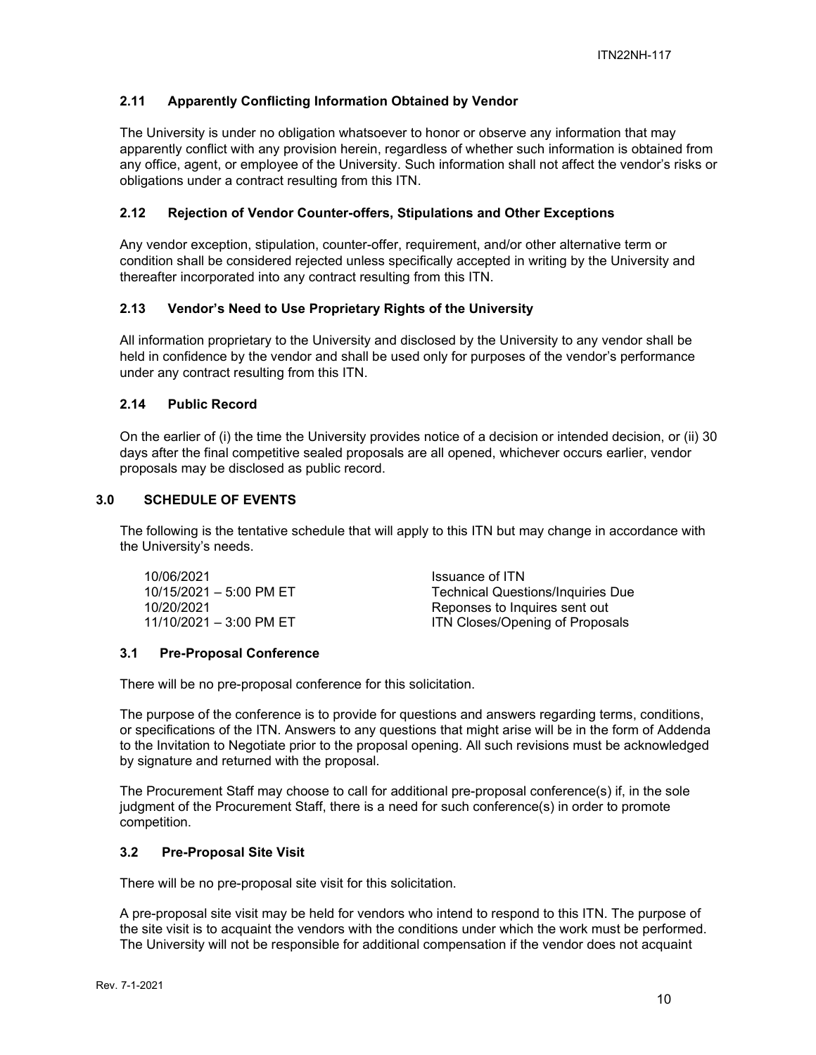### 2.11 Apparently Conflicting Information Obtained by Vendor

The University is under no obligation whatsoever to honor or observe any information that may apparently conflict with any provision herein, regardless of whether such information is obtained from any office, agent, or employee of the University. Such information shall not affect the vendor's risks or obligations under a contract resulting from this ITN.

### 2.12 Rejection of Vendor Counter-offers, Stipulations and Other Exceptions

Any vendor exception, stipulation, counter-offer, requirement, and/or other alternative term or condition shall be considered rejected unless specifically accepted in writing by the University and thereafter incorporated into any contract resulting from this ITN.

### 2.13 Vendor's Need to Use Proprietary Rights of the University

All information proprietary to the University and disclosed by the University to any vendor shall be held in confidence by the vendor and shall be used only for purposes of the vendor's performance under any contract resulting from this ITN.

### 2.14 Public Record

On the earlier of (i) the time the University provides notice of a decision or intended decision, or (ii) 30 days after the final competitive sealed proposals are all opened, whichever occurs earlier, vendor proposals may be disclosed as public record.

## 3.0 SCHEDULE OF EVENTS

The following is the tentative schedule that will apply to this ITN but may change in accordance with the University's needs.

| | |
|---|---|
| 10/06/2021 | Issuance of ITN |
| 10/15/2021 – 5:00 PM ET | Technical Questions/Inquiries Due |
| 10/20/2021 | Reponses to Inquires sent out |
| 11/10/2021 – 3:00 PM ET | ITN Closes/Opening of Proposals |

### 3.1 Pre-Proposal Conference

There will be no pre-proposal conference for this solicitation.

The purpose of the conference is to provide for questions and answers regarding terms, conditions, or specifications of the ITN. Answers to any questions that might arise will be in the form of Addenda to the Invitation to Negotiate prior to the proposal opening. All such revisions must be acknowledged by signature and returned with the proposal.

The Procurement Staff may choose to call for additional pre-proposal conference(s) if, in the sole judgment of the Procurement Staff, there is a need for such conference(s) in order to promote competition.

### 3.2 Pre-Proposal Site Visit

There will be no pre-proposal site visit for this solicitation.

A pre-proposal site visit may be held for vendors who intend to respond to this ITN. The purpose of the site visit is to acquaint the vendors with the conditions under which the work must be performed. The University will not be responsible for additional compensation if the vendor does not acquaint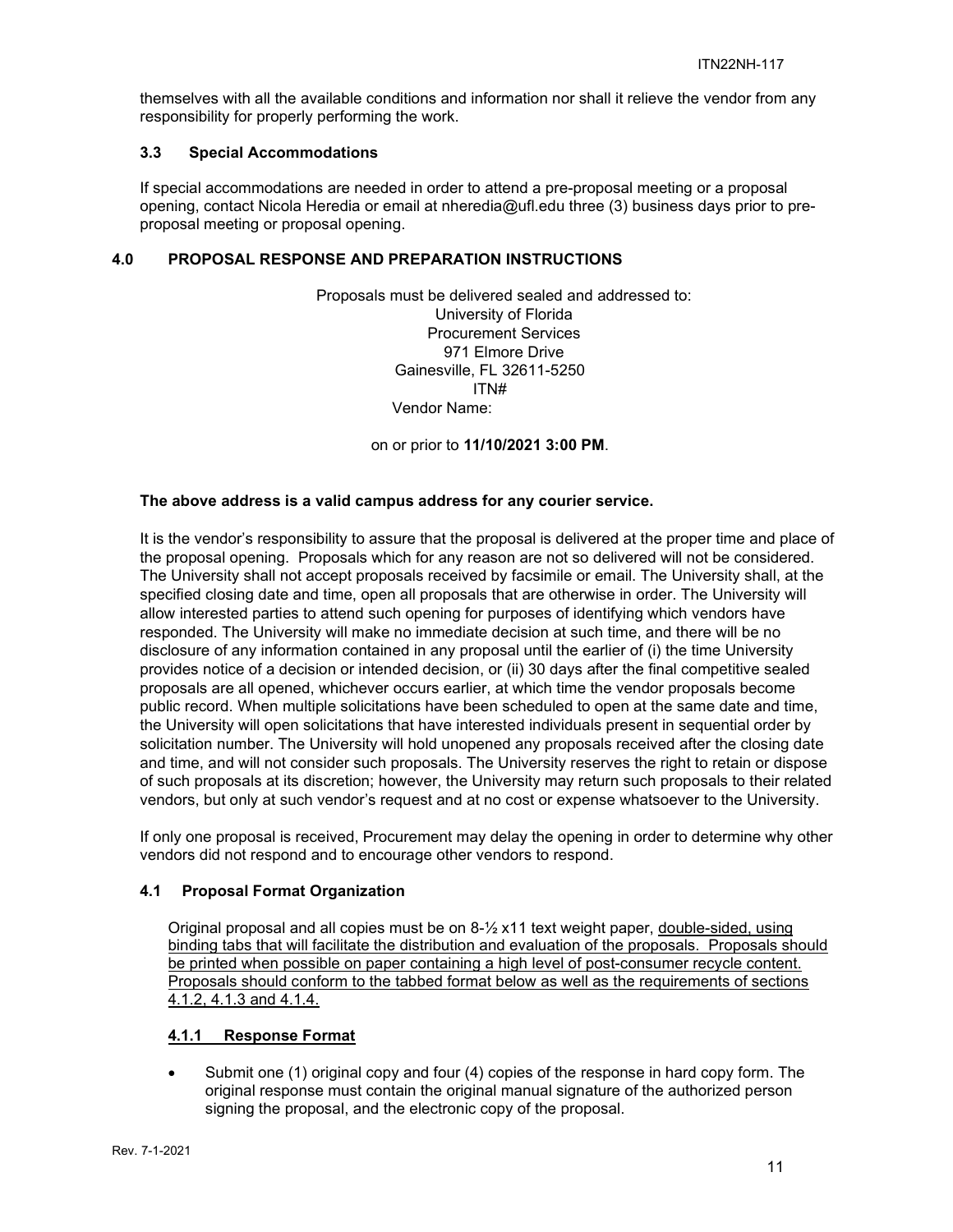themselves with all the available conditions and information nor shall it relieve the vendor from any responsibility for properly performing the work.

### 3.3 Special Accommodations

If special accommodations are needed in order to attend a pre-proposal meeting or a proposal opening, contact Nicola Heredia or email at nheredia@ufl.edu three (3) business days prior to pre-proposal meeting or proposal opening.

## 4.0 PROPOSAL RESPONSE AND PREPARATION INSTRUCTIONS

Proposals must be delivered sealed and addressed to:
University of Florida
Procurement Services
971 Elmore Drive
Gainesville, FL 32611-5250
ITN#
Vendor Name:

on or prior to **11/10/2021 3:00 PM**.

**The above address is a valid campus address for any courier service.**

It is the vendor's responsibility to assure that the proposal is delivered at the proper time and place of the proposal opening. Proposals which for any reason are not so delivered will not be considered. The University shall not accept proposals received by facsimile or email. The University shall, at the specified closing date and time, open all proposals that are otherwise in order. The University will allow interested parties to attend such opening for purposes of identifying which vendors have responded. The University will make no immediate decision at such time, and there will be no disclosure of any information contained in any proposal until the earlier of (i) the time University provides notice of a decision or intended decision, or (ii) 30 days after the final competitive sealed proposals are all opened, whichever occurs earlier, at which time the vendor proposals become public record. When multiple solicitations have been scheduled to open at the same date and time, the University will open solicitations that have interested individuals present in sequential order by solicitation number. The University will hold unopened any proposals received after the closing date and time, and will not consider such proposals. The University reserves the right to retain or dispose of such proposals at its discretion; however, the University may return such proposals to their related vendors, but only at such vendor's request and at no cost or expense whatsoever to the University.

If only one proposal is received, Procurement may delay the opening in order to determine why other vendors did not respond and to encourage other vendors to respond.

### 4.1 Proposal Format Organization

Original proposal and all copies must be on 8-½ x11 text weight paper, double-sided, using binding tabs that will facilitate the distribution and evaluation of the proposals. Proposals should be printed when possible on paper containing a high level of post-consumer recycle content. Proposals should conform to the tabbed format below as well as the requirements of sections 4.1.2, 4.1.3 and 4.1.4.

#### 4.1.1 Response Format

- Submit one (1) original copy and four (4) copies of the response in hard copy form. The original response must contain the original manual signature of the authorized person signing the proposal, and the electronic copy of the proposal.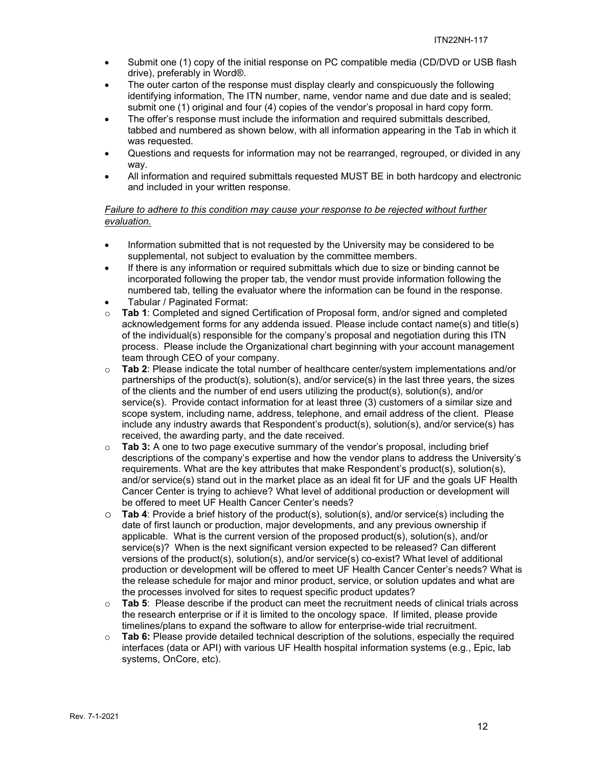- Submit one (1) copy of the initial response on PC compatible media (CD/DVD or USB flash drive), preferably in Word®.
- The outer carton of the response must display clearly and conspicuously the following identifying information, The ITN number, name, vendor name and due date and is sealed; submit one (1) original and four (4) copies of the vendor's proposal in hard copy form.
- The offer's response must include the information and required submittals described, tabbed and numbered as shown below, with all information appearing in the Tab in which it was requested.
- Questions and requests for information may not be rearranged, regrouped, or divided in any way.
- All information and required submittals requested MUST BE in both hardcopy and electronic and included in your written response.

*Failure to adhere to this condition may cause your response to be rejected without further evaluation.*

- Information submitted that is not requested by the University may be considered to be supplemental, not subject to evaluation by the committee members.
- If there is any information or required submittals which due to size or binding cannot be incorporated following the proper tab, the vendor must provide information following the numbered tab, telling the evaluator where the information can be found in the response.
- Tabular / Paginated Format:
  - **Tab 1**: Completed and signed Certification of Proposal form, and/or signed and completed acknowledgement forms for any addenda issued. Please include contact name(s) and title(s) of the individual(s) responsible for the company's proposal and negotiation during this ITN process. Please include the Organizational chart beginning with your account management team through CEO of your company.
  - **Tab 2**: Please indicate the total number of healthcare center/system implementations and/or partnerships of the product(s), solution(s), and/or service(s) in the last three years, the sizes of the clients and the number of end users utilizing the product(s), solution(s), and/or service(s). Provide contact information for at least three (3) customers of a similar size and scope system, including name, address, telephone, and email address of the client. Please include any industry awards that Respondent's product(s), solution(s), and/or service(s) has received, the awarding party, and the date received.
  - **Tab 3:** A one to two page executive summary of the vendor's proposal, including brief descriptions of the company's expertise and how the vendor plans to address the University's requirements. What are the key attributes that make Respondent's product(s), solution(s), and/or service(s) stand out in the market place as an ideal fit for UF and the goals UF Health Cancer Center is trying to achieve? What level of additional production or development will be offered to meet UF Health Cancer Center's needs?
  - **Tab 4**: Provide a brief history of the product(s), solution(s), and/or service(s) including the date of first launch or production, major developments, and any previous ownership if applicable. What is the current version of the proposed product(s), solution(s), and/or service(s)? When is the next significant version expected to be released? Can different versions of the product(s), solution(s), and/or service(s) co-exist? What level of additional production or development will be offered to meet UF Health Cancer Center's needs? What is the release schedule for major and minor product, service, or solution updates and what are the processes involved for sites to request specific product updates?
  - **Tab 5**: Please describe if the product can meet the recruitment needs of clinical trials across the research enterprise or if it is limited to the oncology space. If limited, please provide timelines/plans to expand the software to allow for enterprise-wide trial recruitment.
  - **Tab 6:** Please provide detailed technical description of the solutions, especially the required interfaces (data or API) with various UF Health hospital information systems (e.g., Epic, lab systems, OnCore, etc).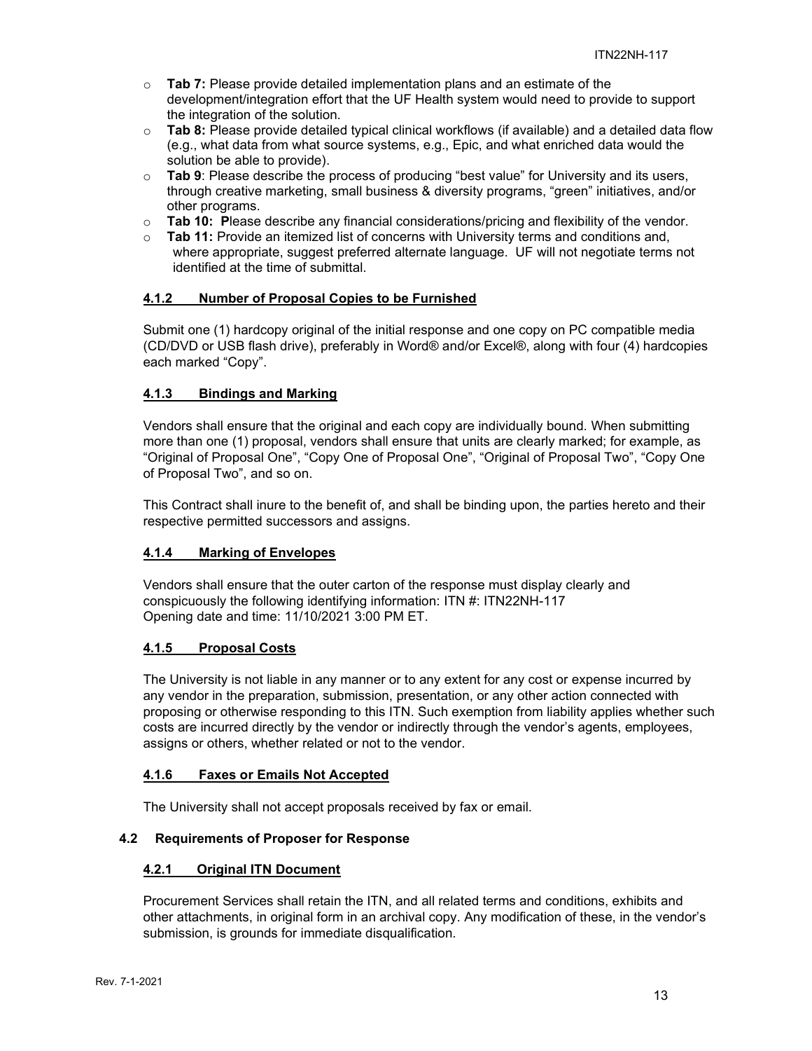- **Tab 7:** Please provide detailed implementation plans and an estimate of the development/integration effort that the UF Health system would need to provide to support the integration of the solution.
- **Tab 8:** Please provide detailed typical clinical workflows (if available) and a detailed data flow (e.g., what data from what source systems, e.g., Epic, and what enriched data would the solution be able to provide).
- **Tab 9**: Please describe the process of producing "best value" for University and its users, through creative marketing, small business & diversity programs, "green" initiatives, and/or other programs.
- **Tab 10: P**lease describe any financial considerations/pricing and flexibility of the vendor.
- **Tab 11:** Provide an itemized list of concerns with University terms and conditions and, where appropriate, suggest preferred alternate language. UF will not negotiate terms not identified at the time of submittal.

#### 4.1.2 Number of Proposal Copies to be Furnished

Submit one (1) hardcopy original of the initial response and one copy on PC compatible media (CD/DVD or USB flash drive), preferably in Word® and/or Excel®, along with four (4) hardcopies each marked "Copy".

#### 4.1.3 Bindings and Marking

Vendors shall ensure that the original and each copy are individually bound. When submitting more than one (1) proposal, vendors shall ensure that units are clearly marked; for example, as "Original of Proposal One", "Copy One of Proposal One", "Original of Proposal Two", "Copy One of Proposal Two", and so on.

This Contract shall inure to the benefit of, and shall be binding upon, the parties hereto and their respective permitted successors and assigns.

#### 4.1.4 Marking of Envelopes

Vendors shall ensure that the outer carton of the response must display clearly and conspicuously the following identifying information: ITN #: ITN22NH-117
Opening date and time: 11/10/2021 3:00 PM ET.

#### 4.1.5 Proposal Costs

The University is not liable in any manner or to any extent for any cost or expense incurred by any vendor in the preparation, submission, presentation, or any other action connected with proposing or otherwise responding to this ITN. Such exemption from liability applies whether such costs are incurred directly by the vendor or indirectly through the vendor's agents, employees, assigns or others, whether related or not to the vendor.

#### 4.1.6 Faxes or Emails Not Accepted

The University shall not accept proposals received by fax or email.

### 4.2 Requirements of Proposer for Response

#### 4.2.1 Original ITN Document

Procurement Services shall retain the ITN, and all related terms and conditions, exhibits and other attachments, in original form in an archival copy. Any modification of these, in the vendor's submission, is grounds for immediate disqualification.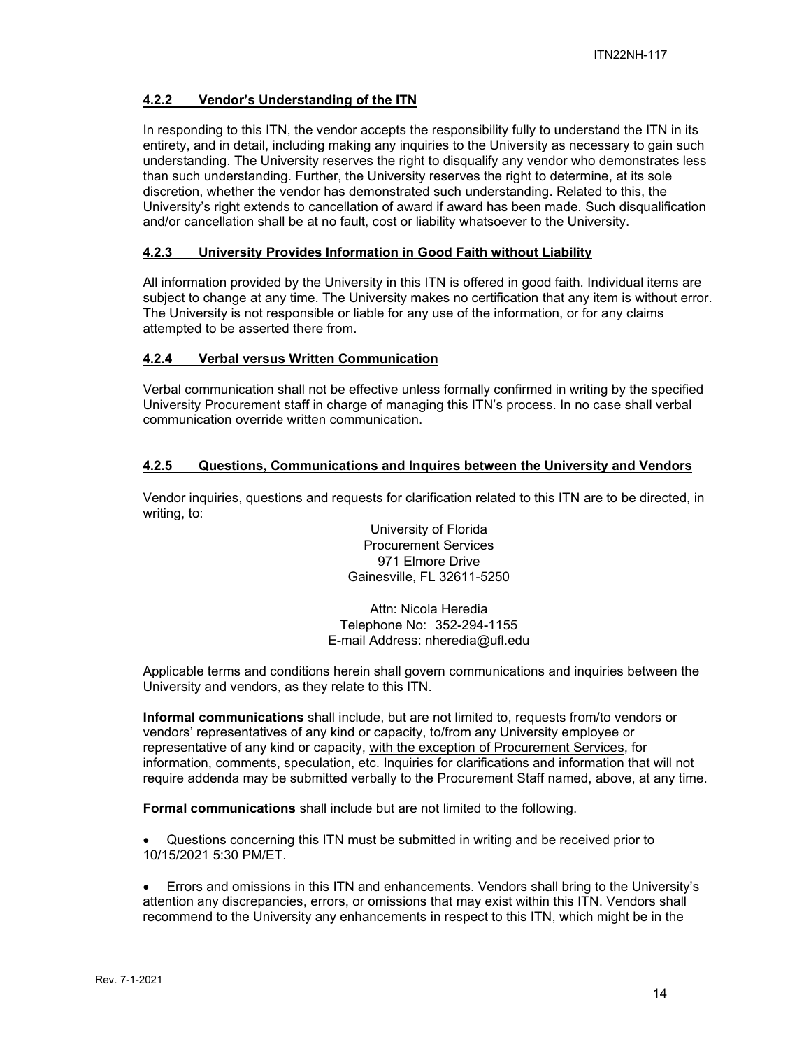#### 4.2.2 Vendor's Understanding of the ITN

In responding to this ITN, the vendor accepts the responsibility fully to understand the ITN in its entirety, and in detail, including making any inquiries to the University as necessary to gain such understanding. The University reserves the right to disqualify any vendor who demonstrates less than such understanding. Further, the University reserves the right to determine, at its sole discretion, whether the vendor has demonstrated such understanding. Related to this, the University's right extends to cancellation of award if award has been made. Such disqualification and/or cancellation shall be at no fault, cost or liability whatsoever to the University.

#### 4.2.3 University Provides Information in Good Faith without Liability

All information provided by the University in this ITN is offered in good faith. Individual items are subject to change at any time. The University makes no certification that any item is without error. The University is not responsible or liable for any use of the information, or for any claims attempted to be asserted there from.

#### 4.2.4 Verbal versus Written Communication

Verbal communication shall not be effective unless formally confirmed in writing by the specified University Procurement staff in charge of managing this ITN's process. In no case shall verbal communication override written communication.

#### 4.2.5 Questions, Communications and Inquires between the University and Vendors

Vendor inquiries, questions and requests for clarification related to this ITN are to be directed, in writing, to:

University of Florida
Procurement Services
971 Elmore Drive
Gainesville, FL 32611-5250

Attn: Nicola Heredia
Telephone No: 352-294-1155
E-mail Address: nheredia@ufl.edu

Applicable terms and conditions herein shall govern communications and inquiries between the University and vendors, as they relate to this ITN.

**Informal communications** shall include, but are not limited to, requests from/to vendors or vendors' representatives of any kind or capacity, to/from any University employee or representative of any kind or capacity, with the exception of Procurement Services, for information, comments, speculation, etc. Inquiries for clarifications and information that will not require addenda may be submitted verbally to the Procurement Staff named, above, at any time.

**Formal communications** shall include but are not limited to the following.

- Questions concerning this ITN must be submitted in writing and be received prior to 10/15/2021 5:30 PM/ET.

- Errors and omissions in this ITN and enhancements. Vendors shall bring to the University's attention any discrepancies, errors, or omissions that may exist within this ITN. Vendors shall recommend to the University any enhancements in respect to this ITN, which might be in the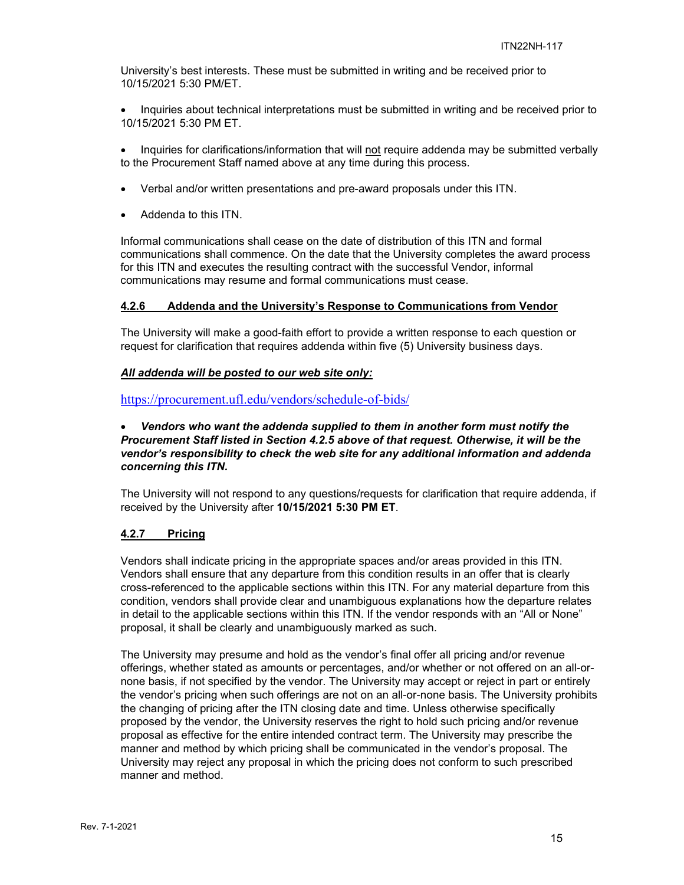University's best interests. These must be submitted in writing and be received prior to 10/15/2021 5:30 PM/ET.

- Inquiries about technical interpretations must be submitted in writing and be received prior to 10/15/2021 5:30 PM ET.

- Inquiries for clarifications/information that will <u>not</u> require addenda may be submitted verbally to the Procurement Staff named above at any time during this process.

- Verbal and/or written presentations and pre-award proposals under this ITN.

- Addenda to this ITN.

Informal communications shall cease on the date of distribution of this ITN and formal communications shall commence. On the date that the University completes the award process for this ITN and executes the resulting contract with the successful Vendor, informal communications may resume and formal communications must cease.

#### 4.2.6 Addenda and the University's Response to Communications from Vendor

The University will make a good-faith effort to provide a written response to each question or request for clarification that requires addenda within five (5) University business days.

***All addenda will be posted to our web site only:***

https://procurement.ufl.edu/vendors/schedule-of-bids/

- ***Vendors who want the addenda supplied to them in another form must notify the Procurement Staff listed in Section 4.2.5 above of that request. Otherwise, it will be the vendor's responsibility to check the web site for any additional information and addenda concerning this ITN.***

The University will not respond to any questions/requests for clarification that require addenda, if received by the University after **10/15/2021 5:30 PM ET**.

#### 4.2.7 Pricing

Vendors shall indicate pricing in the appropriate spaces and/or areas provided in this ITN. Vendors shall ensure that any departure from this condition results in an offer that is clearly cross-referenced to the applicable sections within this ITN. For any material departure from this condition, vendors shall provide clear and unambiguous explanations how the departure relates in detail to the applicable sections within this ITN. If the vendor responds with an "All or None" proposal, it shall be clearly and unambiguously marked as such.

The University may presume and hold as the vendor's final offer all pricing and/or revenue offerings, whether stated as amounts or percentages, and/or whether or not offered on an all-or-none basis, if not specified by the vendor. The University may accept or reject in part or entirely the vendor's pricing when such offerings are not on an all-or-none basis. The University prohibits the changing of pricing after the ITN closing date and time. Unless otherwise specifically proposed by the vendor, the University reserves the right to hold such pricing and/or revenue proposal as effective for the entire intended contract term. The University may prescribe the manner and method by which pricing shall be communicated in the vendor's proposal. The University may reject any proposal in which the pricing does not conform to such prescribed manner and method.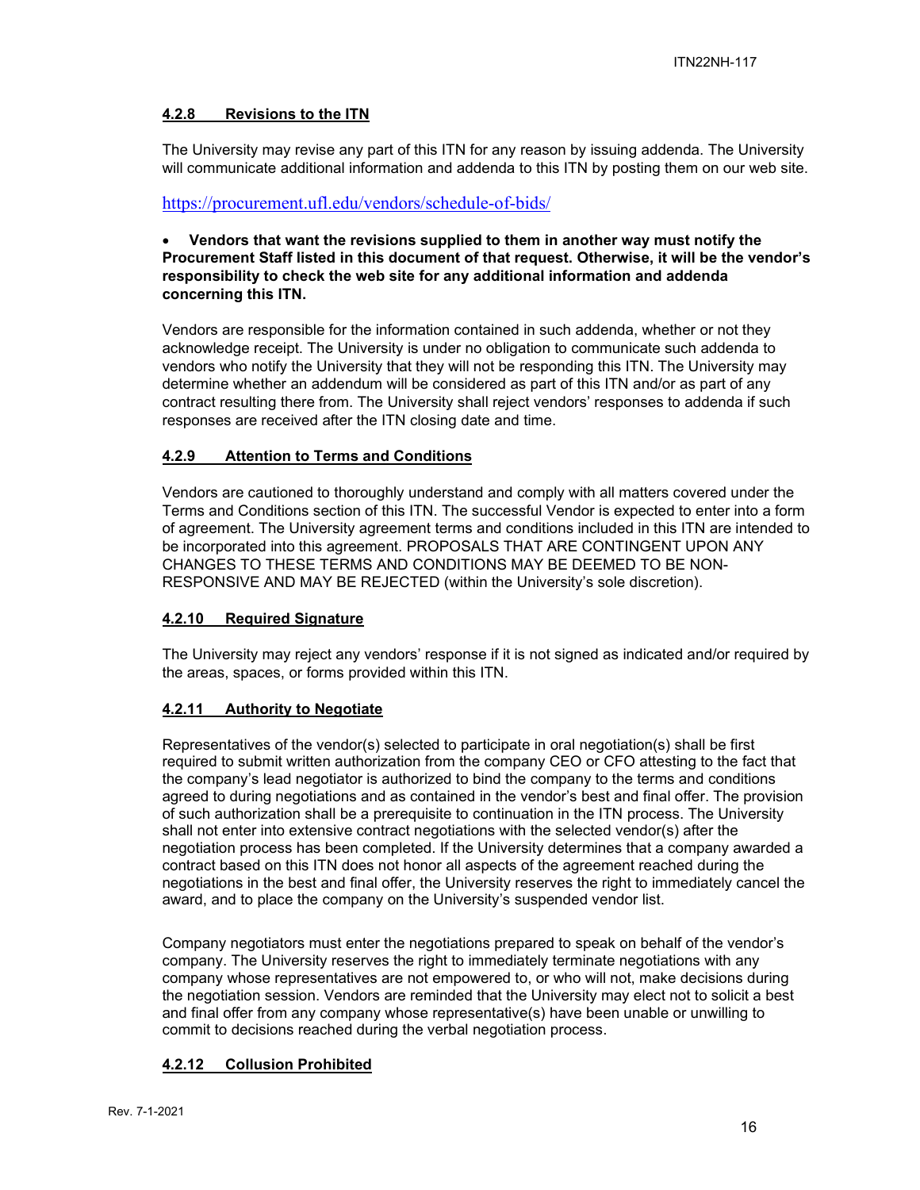#### 4.2.8 Revisions to the ITN

The University may revise any part of this ITN for any reason by issuing addenda. The University will communicate additional information and addenda to this ITN by posting them on our web site.

https://procurement.ufl.edu/vendors/schedule-of-bids/

- **Vendors that want the revisions supplied to them in another way must notify the Procurement Staff listed in this document of that request. Otherwise, it will be the vendor's responsibility to check the web site for any additional information and addenda concerning this ITN.**

Vendors are responsible for the information contained in such addenda, whether or not they acknowledge receipt. The University is under no obligation to communicate such addenda to vendors who notify the University that they will not be responding this ITN. The University may determine whether an addendum will be considered as part of this ITN and/or as part of any contract resulting there from. The University shall reject vendors' responses to addenda if such responses are received after the ITN closing date and time.

#### 4.2.9 Attention to Terms and Conditions

Vendors are cautioned to thoroughly understand and comply with all matters covered under the Terms and Conditions section of this ITN. The successful Vendor is expected to enter into a form of agreement. The University agreement terms and conditions included in this ITN are intended to be incorporated into this agreement. PROPOSALS THAT ARE CONTINGENT UPON ANY CHANGES TO THESE TERMS AND CONDITIONS MAY BE DEEMED TO BE NON-RESPONSIVE AND MAY BE REJECTED (within the University's sole discretion).

#### 4.2.10 Required Signature

The University may reject any vendors' response if it is not signed as indicated and/or required by the areas, spaces, or forms provided within this ITN.

#### 4.2.11 Authority to Negotiate

Representatives of the vendor(s) selected to participate in oral negotiation(s) shall be first required to submit written authorization from the company CEO or CFO attesting to the fact that the company's lead negotiator is authorized to bind the company to the terms and conditions agreed to during negotiations and as contained in the vendor's best and final offer. The provision of such authorization shall be a prerequisite to continuation in the ITN process. The University shall not enter into extensive contract negotiations with the selected vendor(s) after the negotiation process has been completed. If the University determines that a company awarded a contract based on this ITN does not honor all aspects of the agreement reached during the negotiations in the best and final offer, the University reserves the right to immediately cancel the award, and to place the company on the University's suspended vendor list.

Company negotiators must enter the negotiations prepared to speak on behalf of the vendor's company. The University reserves the right to immediately terminate negotiations with any company whose representatives are not empowered to, or who will not, make decisions during the negotiation session. Vendors are reminded that the University may elect not to solicit a best and final offer from any company whose representative(s) have been unable or unwilling to commit to decisions reached during the verbal negotiation process.

#### 4.2.12 Collusion Prohibited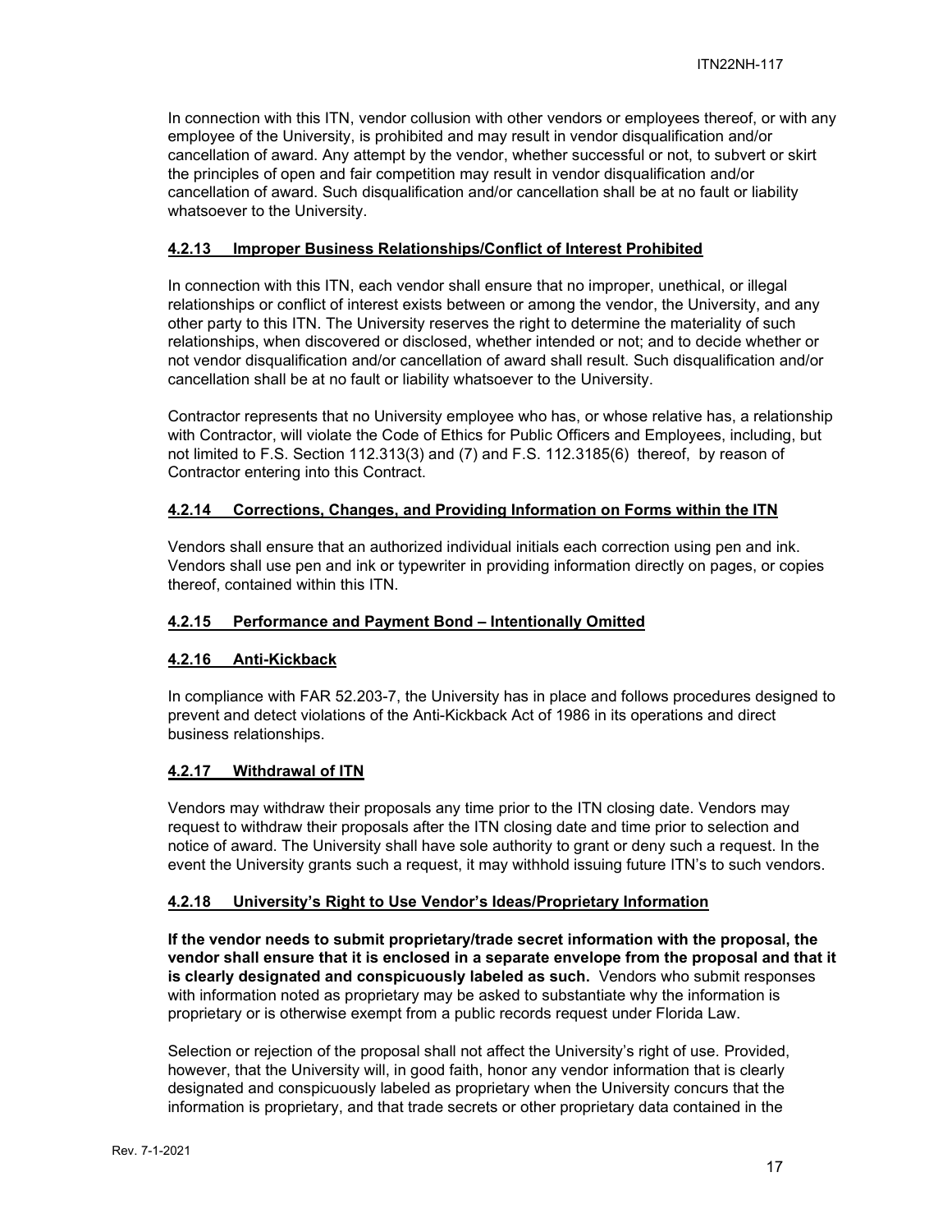In connection with this ITN, vendor collusion with other vendors or employees thereof, or with any employee of the University, is prohibited and may result in vendor disqualification and/or cancellation of award. Any attempt by the vendor, whether successful or not, to subvert or skirt the principles of open and fair competition may result in vendor disqualification and/or cancellation of award. Such disqualification and/or cancellation shall be at no fault or liability whatsoever to the University.

### 4.2.13 Improper Business Relationships/Conflict of Interest Prohibited

In connection with this ITN, each vendor shall ensure that no improper, unethical, or illegal relationships or conflict of interest exists between or among the vendor, the University, and any other party to this ITN. The University reserves the right to determine the materiality of such relationships, when discovered or disclosed, whether intended or not; and to decide whether or not vendor disqualification and/or cancellation of award shall result. Such disqualification and/or cancellation shall be at no fault or liability whatsoever to the University.

Contractor represents that no University employee who has, or whose relative has, a relationship with Contractor, will violate the Code of Ethics for Public Officers and Employees, including, but not limited to F.S. Section 112.313(3) and (7) and F.S. 112.3185(6) thereof, by reason of Contractor entering into this Contract.

### 4.2.14 Corrections, Changes, and Providing Information on Forms within the ITN

Vendors shall ensure that an authorized individual initials each correction using pen and ink. Vendors shall use pen and ink or typewriter in providing information directly on pages, or copies thereof, contained within this ITN.

### 4.2.15 Performance and Payment Bond – Intentionally Omitted

### 4.2.16 Anti-Kickback

In compliance with FAR 52.203-7, the University has in place and follows procedures designed to prevent and detect violations of the Anti-Kickback Act of 1986 in its operations and direct business relationships.

### 4.2.17 Withdrawal of ITN

Vendors may withdraw their proposals any time prior to the ITN closing date. Vendors may request to withdraw their proposals after the ITN closing date and time prior to selection and notice of award. The University shall have sole authority to grant or deny such a request. In the event the University grants such a request, it may withhold issuing future ITN's to such vendors.

### 4.2.18 University's Right to Use Vendor's Ideas/Proprietary Information

**If the vendor needs to submit proprietary/trade secret information with the proposal, the vendor shall ensure that it is enclosed in a separate envelope from the proposal and that it is clearly designated and conspicuously labeled as such.** Vendors who submit responses with information noted as proprietary may be asked to substantiate why the information is proprietary or is otherwise exempt from a public records request under Florida Law.

Selection or rejection of the proposal shall not affect the University's right of use. Provided, however, that the University will, in good faith, honor any vendor information that is clearly designated and conspicuously labeled as proprietary when the University concurs that the information is proprietary, and that trade secrets or other proprietary data contained in the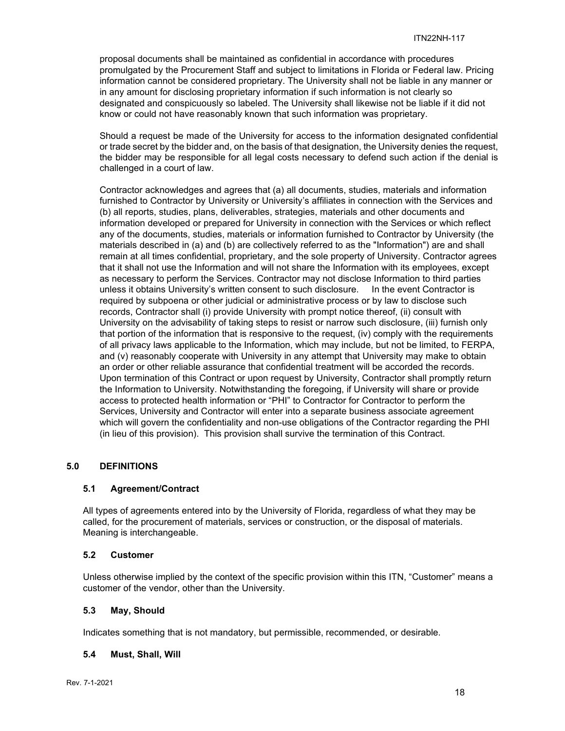proposal documents shall be maintained as confidential in accordance with procedures promulgated by the Procurement Staff and subject to limitations in Florida or Federal law. Pricing information cannot be considered proprietary. The University shall not be liable in any manner or in any amount for disclosing proprietary information if such information is not clearly so designated and conspicuously so labeled. The University shall likewise not be liable if it did not know or could not have reasonably known that such information was proprietary.

Should a request be made of the University for access to the information designated confidential or trade secret by the bidder and, on the basis of that designation, the University denies the request, the bidder may be responsible for all legal costs necessary to defend such action if the denial is challenged in a court of law.

Contractor acknowledges and agrees that (a) all documents, studies, materials and information furnished to Contractor by University or University's affiliates in connection with the Services and (b) all reports, studies, plans, deliverables, strategies, materials and other documents and information developed or prepared for University in connection with the Services or which reflect any of the documents, studies, materials or information furnished to Contractor by University (the materials described in (a) and (b) are collectively referred to as the "Information") are and shall remain at all times confidential, proprietary, and the sole property of University. Contractor agrees that it shall not use the Information and will not share the Information with its employees, except as necessary to perform the Services. Contractor may not disclose Information to third parties unless it obtains University's written consent to such disclosure. In the event Contractor is required by subpoena or other judicial or administrative process or by law to disclose such records, Contractor shall (i) provide University with prompt notice thereof, (ii) consult with University on the advisability of taking steps to resist or narrow such disclosure, (iii) furnish only that portion of the information that is responsive to the request, (iv) comply with the requirements of all privacy laws applicable to the Information, which may include, but not be limited, to FERPA, and (v) reasonably cooperate with University in any attempt that University may make to obtain an order or other reliable assurance that confidential treatment will be accorded the records. Upon termination of this Contract or upon request by University, Contractor shall promptly return the Information to University. Notwithstanding the foregoing, if University will share or provide access to protected health information or "PHI" to Contractor for Contractor to perform the Services, University and Contractor will enter into a separate business associate agreement which will govern the confidentiality and non-use obligations of the Contractor regarding the PHI (in lieu of this provision). This provision shall survive the termination of this Contract.

## 5.0 DEFINITIONS

### 5.1 Agreement/Contract

All types of agreements entered into by the University of Florida, regardless of what they may be called, for the procurement of materials, services or construction, or the disposal of materials. Meaning is interchangeable.

### 5.2 Customer

Unless otherwise implied by the context of the specific provision within this ITN, "Customer" means a customer of the vendor, other than the University.

### 5.3 May, Should

Indicates something that is not mandatory, but permissible, recommended, or desirable.

### 5.4 Must, Shall, Will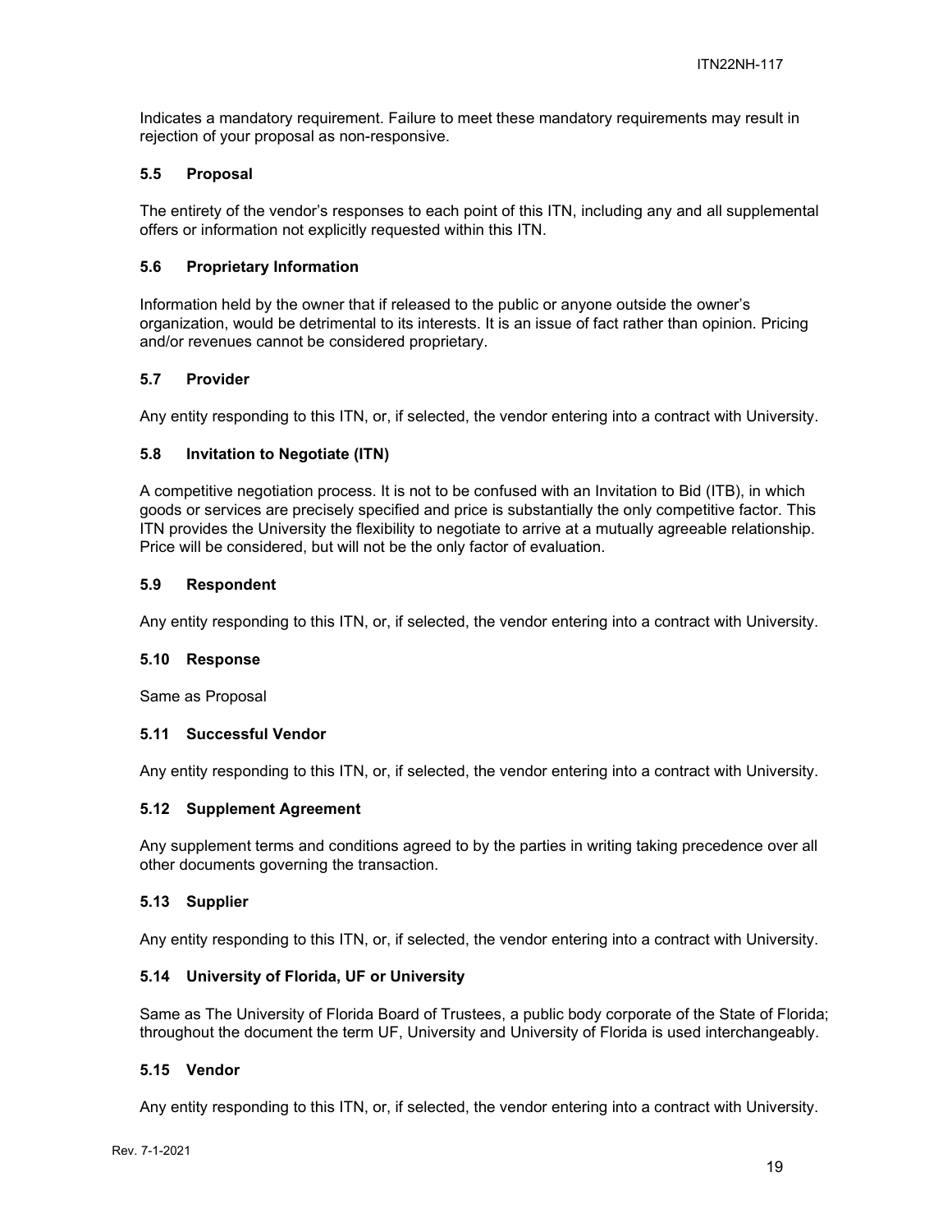Indicates a mandatory requirement. Failure to meet these mandatory requirements may result in rejection of your proposal as non-responsive.

### 5.5 Proposal

The entirety of the vendor's responses to each point of this ITN, including any and all supplemental offers or information not explicitly requested within this ITN.

### 5.6 Proprietary Information

Information held by the owner that if released to the public or anyone outside the owner's organization, would be detrimental to its interests. It is an issue of fact rather than opinion. Pricing and/or revenues cannot be considered proprietary.

### 5.7 Provider

Any entity responding to this ITN, or, if selected, the vendor entering into a contract with University.

### 5.8 Invitation to Negotiate (ITN)

A competitive negotiation process. It is not to be confused with an Invitation to Bid (ITB), in which goods or services are precisely specified and price is substantially the only competitive factor. This ITN provides the University the flexibility to negotiate to arrive at a mutually agreeable relationship. Price will be considered, but will not be the only factor of evaluation.

### 5.9 Respondent

Any entity responding to this ITN, or, if selected, the vendor entering into a contract with University.

### 5.10 Response

Same as Proposal

### 5.11 Successful Vendor

Any entity responding to this ITN, or, if selected, the vendor entering into a contract with University.

### 5.12 Supplement Agreement

Any supplement terms and conditions agreed to by the parties in writing taking precedence over all other documents governing the transaction.

### 5.13 Supplier

Any entity responding to this ITN, or, if selected, the vendor entering into a contract with University.

### 5.14 University of Florida, UF or University

Same as The University of Florida Board of Trustees, a public body corporate of the State of Florida; throughout the document the term UF, University and University of Florida is used interchangeably.

### 5.15 Vendor

Any entity responding to this ITN, or, if selected, the vendor entering into a contract with University.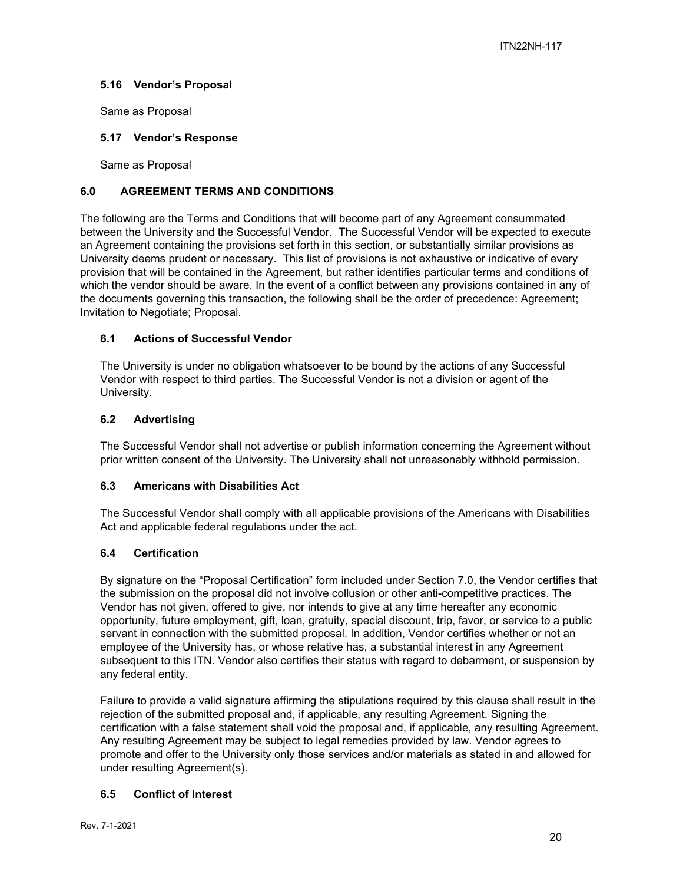### 5.16 Vendor's Proposal

Same as Proposal

### 5.17 Vendor's Response

Same as Proposal

## 6.0 AGREEMENT TERMS AND CONDITIONS

The following are the Terms and Conditions that will become part of any Agreement consummated between the University and the Successful Vendor. The Successful Vendor will be expected to execute an Agreement containing the provisions set forth in this section, or substantially similar provisions as University deems prudent or necessary. This list of provisions is not exhaustive or indicative of every provision that will be contained in the Agreement, but rather identifies particular terms and conditions of which the vendor should be aware. In the event of a conflict between any provisions contained in any of the documents governing this transaction, the following shall be the order of precedence: Agreement; Invitation to Negotiate; Proposal.

### 6.1 Actions of Successful Vendor

The University is under no obligation whatsoever to be bound by the actions of any Successful Vendor with respect to third parties. The Successful Vendor is not a division or agent of the University.

### 6.2 Advertising

The Successful Vendor shall not advertise or publish information concerning the Agreement without prior written consent of the University. The University shall not unreasonably withhold permission.

### 6.3 Americans with Disabilities Act

The Successful Vendor shall comply with all applicable provisions of the Americans with Disabilities Act and applicable federal regulations under the act.

### 6.4 Certification

By signature on the "Proposal Certification" form included under Section 7.0, the Vendor certifies that the submission on the proposal did not involve collusion or other anti-competitive practices. The Vendor has not given, offered to give, nor intends to give at any time hereafter any economic opportunity, future employment, gift, loan, gratuity, special discount, trip, favor, or service to a public servant in connection with the submitted proposal. In addition, Vendor certifies whether or not an employee of the University has, or whose relative has, a substantial interest in any Agreement subsequent to this ITN. Vendor also certifies their status with regard to debarment, or suspension by any federal entity.

Failure to provide a valid signature affirming the stipulations required by this clause shall result in the rejection of the submitted proposal and, if applicable, any resulting Agreement. Signing the certification with a false statement shall void the proposal and, if applicable, any resulting Agreement. Any resulting Agreement may be subject to legal remedies provided by law. Vendor agrees to promote and offer to the University only those services and/or materials as stated in and allowed for under resulting Agreement(s).

### 6.5 Conflict of Interest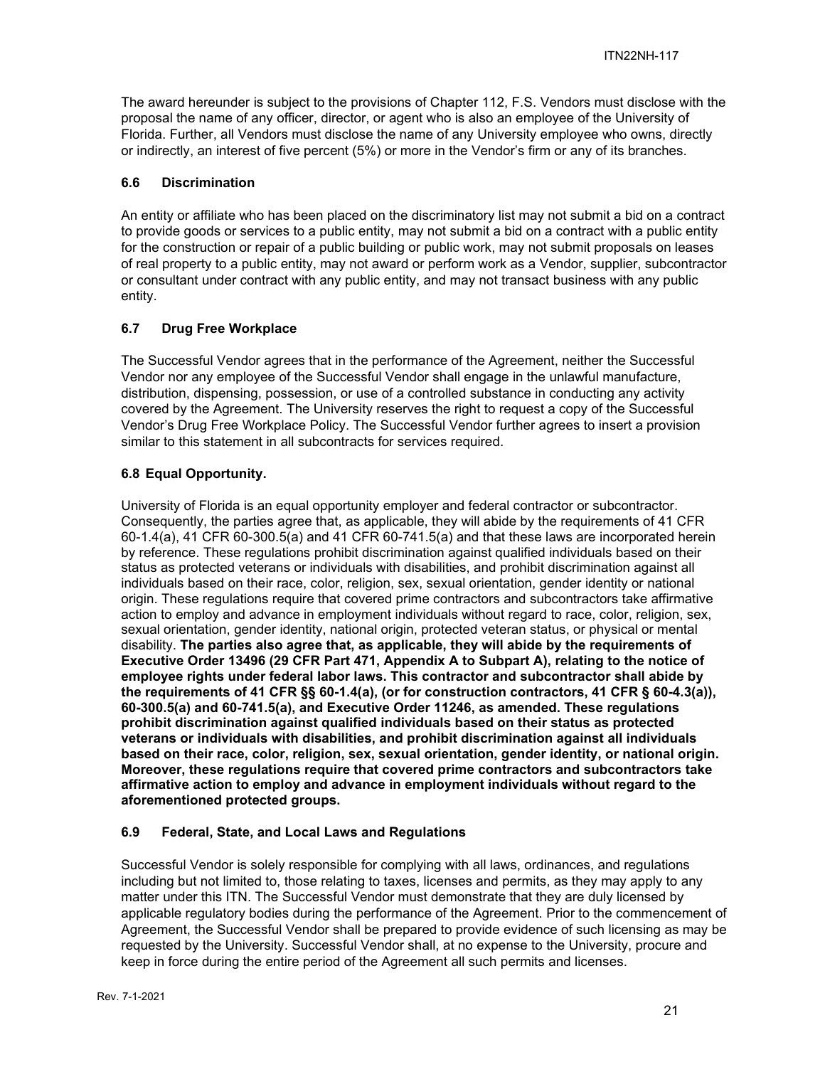The award hereunder is subject to the provisions of Chapter 112, F.S. Vendors must disclose with the proposal the name of any officer, director, or agent who is also an employee of the University of Florida. Further, all Vendors must disclose the name of any University employee who owns, directly or indirectly, an interest of five percent (5%) or more in the Vendor's firm or any of its branches.

### 6.6 Discrimination

An entity or affiliate who has been placed on the discriminatory list may not submit a bid on a contract to provide goods or services to a public entity, may not submit a bid on a contract with a public entity for the construction or repair of a public building or public work, may not submit proposals on leases of real property to a public entity, may not award or perform work as a Vendor, supplier, subcontractor or consultant under contract with any public entity, and may not transact business with any public entity.

### 6.7 Drug Free Workplace

The Successful Vendor agrees that in the performance of the Agreement, neither the Successful Vendor nor any employee of the Successful Vendor shall engage in the unlawful manufacture, distribution, dispensing, possession, or use of a controlled substance in conducting any activity covered by the Agreement. The University reserves the right to request a copy of the Successful Vendor's Drug Free Workplace Policy. The Successful Vendor further agrees to insert a provision similar to this statement in all subcontracts for services required.

### 6.8 Equal Opportunity.

University of Florida is an equal opportunity employer and federal contractor or subcontractor. Consequently, the parties agree that, as applicable, they will abide by the requirements of 41 CFR 60-1.4(a), 41 CFR 60-300.5(a) and 41 CFR 60-741.5(a) and that these laws are incorporated herein by reference. These regulations prohibit discrimination against qualified individuals based on their status as protected veterans or individuals with disabilities, and prohibit discrimination against all individuals based on their race, color, religion, sex, sexual orientation, gender identity or national origin. These regulations require that covered prime contractors and subcontractors take affirmative action to employ and advance in employment individuals without regard to race, color, religion, sex, sexual orientation, gender identity, national origin, protected veteran status, or physical or mental disability. **The parties also agree that, as applicable, they will abide by the requirements of Executive Order 13496 (29 CFR Part 471, Appendix A to Subpart A), relating to the notice of employee rights under federal labor laws. This contractor and subcontractor shall abide by the requirements of 41 CFR §§ 60-1.4(a), (or for construction contractors, 41 CFR § 60-4.3(a)), 60-300.5(a) and 60-741.5(a), and Executive Order 11246, as amended. These regulations prohibit discrimination against qualified individuals based on their status as protected veterans or individuals with disabilities, and prohibit discrimination against all individuals based on their race, color, religion, sex, sexual orientation, gender identity, or national origin. Moreover, these regulations require that covered prime contractors and subcontractors take affirmative action to employ and advance in employment individuals without regard to the aforementioned protected groups.**

### 6.9 Federal, State, and Local Laws and Regulations

Successful Vendor is solely responsible for complying with all laws, ordinances, and regulations including but not limited to, those relating to taxes, licenses and permits, as they may apply to any matter under this ITN. The Successful Vendor must demonstrate that they are duly licensed by applicable regulatory bodies during the performance of the Agreement. Prior to the commencement of Agreement, the Successful Vendor shall be prepared to provide evidence of such licensing as may be requested by the University. Successful Vendor shall, at no expense to the University, procure and keep in force during the entire period of the Agreement all such permits and licenses.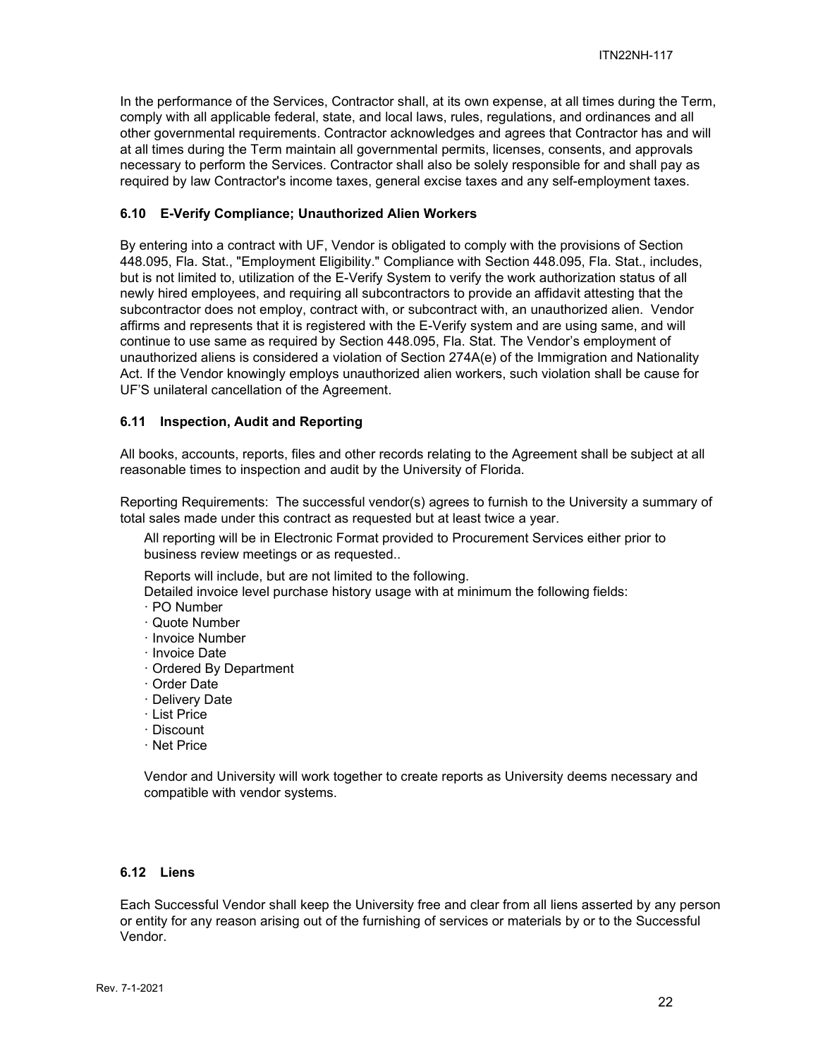In the performance of the Services, Contractor shall, at its own expense, at all times during the Term, comply with all applicable federal, state, and local laws, rules, regulations, and ordinances and all other governmental requirements. Contractor acknowledges and agrees that Contractor has and will at all times during the Term maintain all governmental permits, licenses, consents, and approvals necessary to perform the Services. Contractor shall also be solely responsible for and shall pay as required by law Contractor's income taxes, general excise taxes and any self-employment taxes.

### 6.10 E-Verify Compliance; Unauthorized Alien Workers

By entering into a contract with UF, Vendor is obligated to comply with the provisions of Section 448.095, Fla. Stat., "Employment Eligibility." Compliance with Section 448.095, Fla. Stat., includes, but is not limited to, utilization of the E-Verify System to verify the work authorization status of all newly hired employees, and requiring all subcontractors to provide an affidavit attesting that the subcontractor does not employ, contract with, or subcontract with, an unauthorized alien. Vendor affirms and represents that it is registered with the E-Verify system and are using same, and will continue to use same as required by Section 448.095, Fla. Stat. The Vendor's employment of unauthorized aliens is considered a violation of Section 274A(e) of the Immigration and Nationality Act. If the Vendor knowingly employs unauthorized alien workers, such violation shall be cause for UF'S unilateral cancellation of the Agreement.

### 6.11 Inspection, Audit and Reporting

All books, accounts, reports, files and other records relating to the Agreement shall be subject at all reasonable times to inspection and audit by the University of Florida.

Reporting Requirements: The successful vendor(s) agrees to furnish to the University a summary of total sales made under this contract as requested but at least twice a year.

All reporting will be in Electronic Format provided to Procurement Services either prior to business review meetings or as requested..

Reports will include, but are not limited to the following.
Detailed invoice level purchase history usage with at minimum the following fields:

- PO Number
- Quote Number
- Invoice Number
- Invoice Date
- Ordered By Department
- Order Date
- Delivery Date
- List Price
- Discount
- Net Price

Vendor and University will work together to create reports as University deems necessary and compatible with vendor systems.

### 6.12 Liens

Each Successful Vendor shall keep the University free and clear from all liens asserted by any person or entity for any reason arising out of the furnishing of services or materials by or to the Successful Vendor.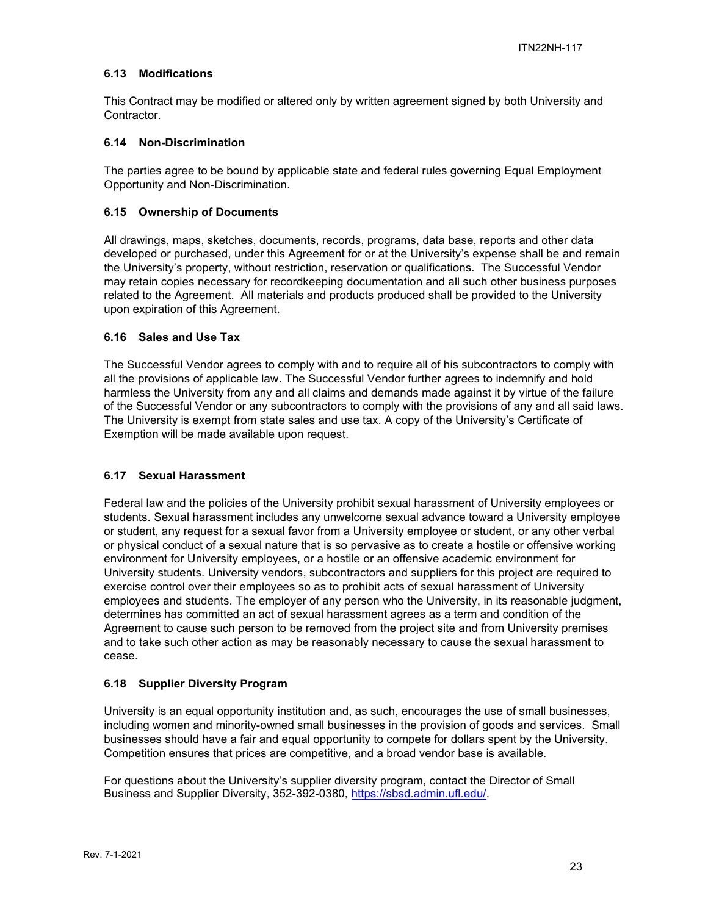### 6.13 Modifications

This Contract may be modified or altered only by written agreement signed by both University and Contractor.

### 6.14 Non-Discrimination

The parties agree to be bound by applicable state and federal rules governing Equal Employment Opportunity and Non-Discrimination.

### 6.15 Ownership of Documents

All drawings, maps, sketches, documents, records, programs, data base, reports and other data developed or purchased, under this Agreement for or at the University's expense shall be and remain the University's property, without restriction, reservation or qualifications. The Successful Vendor may retain copies necessary for recordkeeping documentation and all such other business purposes related to the Agreement. All materials and products produced shall be provided to the University upon expiration of this Agreement.

### 6.16 Sales and Use Tax

The Successful Vendor agrees to comply with and to require all of his subcontractors to comply with all the provisions of applicable law. The Successful Vendor further agrees to indemnify and hold harmless the University from any and all claims and demands made against it by virtue of the failure of the Successful Vendor or any subcontractors to comply with the provisions of any and all said laws. The University is exempt from state sales and use tax. A copy of the University's Certificate of Exemption will be made available upon request.

### 6.17 Sexual Harassment

Federal law and the policies of the University prohibit sexual harassment of University employees or students. Sexual harassment includes any unwelcome sexual advance toward a University employee or student, any request for a sexual favor from a University employee or student, or any other verbal or physical conduct of a sexual nature that is so pervasive as to create a hostile or offensive working environment for University employees, or a hostile or an offensive academic environment for University students. University vendors, subcontractors and suppliers for this project are required to exercise control over their employees so as to prohibit acts of sexual harassment of University employees and students. The employer of any person who the University, in its reasonable judgment, determines has committed an act of sexual harassment agrees as a term and condition of the Agreement to cause such person to be removed from the project site and from University premises and to take such other action as may be reasonably necessary to cause the sexual harassment to cease.

### 6.18 Supplier Diversity Program

University is an equal opportunity institution and, as such, encourages the use of small businesses, including women and minority-owned small businesses in the provision of goods and services. Small businesses should have a fair and equal opportunity to compete for dollars spent by the University. Competition ensures that prices are competitive, and a broad vendor base is available.

For questions about the University's supplier diversity program, contact the Director of Small Business and Supplier Diversity, 352-392-0380, [https://sbsd.admin.ufl.edu/](https://sbsd.admin.ufl.edu/).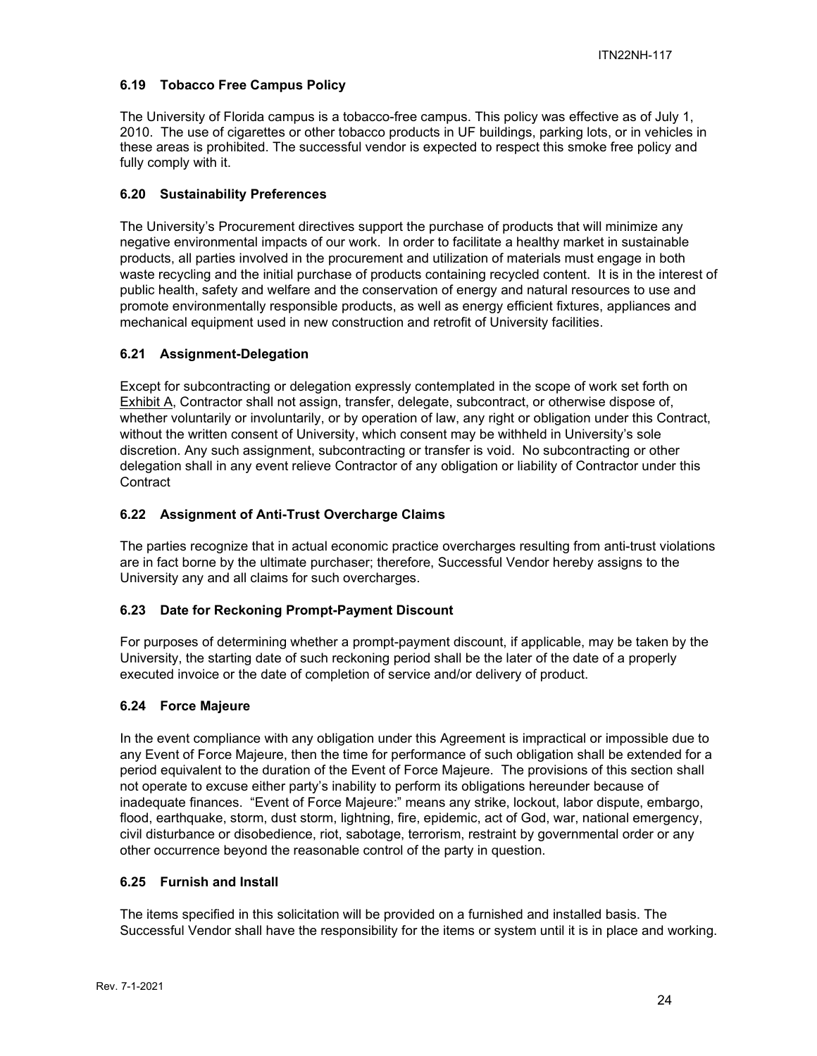### 6.19 Tobacco Free Campus Policy

The University of Florida campus is a tobacco-free campus. This policy was effective as of July 1, 2010. The use of cigarettes or other tobacco products in UF buildings, parking lots, or in vehicles in these areas is prohibited. The successful vendor is expected to respect this smoke free policy and fully comply with it.

### 6.20 Sustainability Preferences

The University's Procurement directives support the purchase of products that will minimize any negative environmental impacts of our work. In order to facilitate a healthy market in sustainable products, all parties involved in the procurement and utilization of materials must engage in both waste recycling and the initial purchase of products containing recycled content. It is in the interest of public health, safety and welfare and the conservation of energy and natural resources to use and promote environmentally responsible products, as well as energy efficient fixtures, appliances and mechanical equipment used in new construction and retrofit of University facilities.

### 6.21 Assignment-Delegation

Except for subcontracting or delegation expressly contemplated in the scope of work set forth on Exhibit A, Contractor shall not assign, transfer, delegate, subcontract, or otherwise dispose of, whether voluntarily or involuntarily, or by operation of law, any right or obligation under this Contract, without the written consent of University, which consent may be withheld in University's sole discretion. Any such assignment, subcontracting or transfer is void. No subcontracting or other delegation shall in any event relieve Contractor of any obligation or liability of Contractor under this Contract

### 6.22 Assignment of Anti-Trust Overcharge Claims

The parties recognize that in actual economic practice overcharges resulting from anti-trust violations are in fact borne by the ultimate purchaser; therefore, Successful Vendor hereby assigns to the University any and all claims for such overcharges.

### 6.23 Date for Reckoning Prompt-Payment Discount

For purposes of determining whether a prompt-payment discount, if applicable, may be taken by the University, the starting date of such reckoning period shall be the later of the date of a properly executed invoice or the date of completion of service and/or delivery of product.

### 6.24 Force Majeure

In the event compliance with any obligation under this Agreement is impractical or impossible due to any Event of Force Majeure, then the time for performance of such obligation shall be extended for a period equivalent to the duration of the Event of Force Majeure. The provisions of this section shall not operate to excuse either party's inability to perform its obligations hereunder because of inadequate finances. "Event of Force Majeure:" means any strike, lockout, labor dispute, embargo, flood, earthquake, storm, dust storm, lightning, fire, epidemic, act of God, war, national emergency, civil disturbance or disobedience, riot, sabotage, terrorism, restraint by governmental order or any other occurrence beyond the reasonable control of the party in question.

### 6.25 Furnish and Install

The items specified in this solicitation will be provided on a furnished and installed basis. The Successful Vendor shall have the responsibility for the items or system until it is in place and working.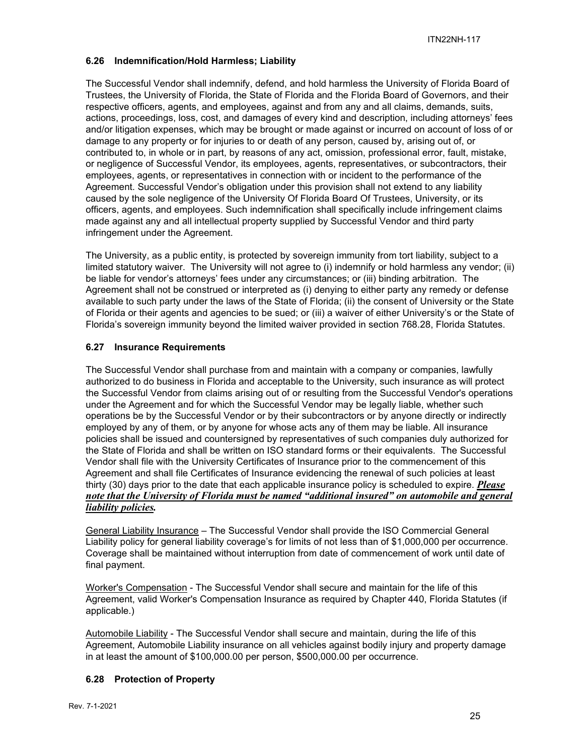### 6.26 Indemnification/Hold Harmless; Liability

The Successful Vendor shall indemnify, defend, and hold harmless the University of Florida Board of Trustees, the University of Florida, the State of Florida and the Florida Board of Governors, and their respective officers, agents, and employees, against and from any and all claims, demands, suits, actions, proceedings, loss, cost, and damages of every kind and description, including attorneys' fees and/or litigation expenses, which may be brought or made against or incurred on account of loss of or damage to any property or for injuries to or death of any person, caused by, arising out of, or contributed to, in whole or in part, by reasons of any act, omission, professional error, fault, mistake, or negligence of Successful Vendor, its employees, agents, representatives, or subcontractors, their employees, agents, or representatives in connection with or incident to the performance of the Agreement. Successful Vendor's obligation under this provision shall not extend to any liability caused by the sole negligence of the University Of Florida Board Of Trustees, University, or its officers, agents, and employees. Such indemnification shall specifically include infringement claims made against any and all intellectual property supplied by Successful Vendor and third party infringement under the Agreement.

The University, as a public entity, is protected by sovereign immunity from tort liability, subject to a limited statutory waiver. The University will not agree to (i) indemnify or hold harmless any vendor; (ii) be liable for vendor's attorneys' fees under any circumstances; or (iii) binding arbitration. The Agreement shall not be construed or interpreted as (i) denying to either party any remedy or defense available to such party under the laws of the State of Florida; (ii) the consent of University or the State of Florida or their agents and agencies to be sued; or (iii) a waiver of either University's or the State of Florida's sovereign immunity beyond the limited waiver provided in section 768.28, Florida Statutes.

### 6.27 Insurance Requirements

The Successful Vendor shall purchase from and maintain with a company or companies, lawfully authorized to do business in Florida and acceptable to the University, such insurance as will protect the Successful Vendor from claims arising out of or resulting from the Successful Vendor's operations under the Agreement and for which the Successful Vendor may be legally liable, whether such operations be by the Successful Vendor or by their subcontractors or by anyone directly or indirectly employed by any of them, or by anyone for whose acts any of them may be liable. All insurance policies shall be issued and countersigned by representatives of such companies duly authorized for the State of Florida and shall be written on ISO standard forms or their equivalents. The Successful Vendor shall file with the University Certificates of Insurance prior to the commencement of this Agreement and shall file Certificates of Insurance evidencing the renewal of such policies at least thirty (30) days prior to the date that each applicable insurance policy is scheduled to expire. ***Please note that the University of Florida must be named "additional insured" on automobile and general liability policies.***

General Liability Insurance – The Successful Vendor shall provide the ISO Commercial General Liability policy for general liability coverage's for limits of not less than of $1,000,000 per occurrence. Coverage shall be maintained without interruption from date of commencement of work until date of final payment.

Worker's Compensation - The Successful Vendor shall secure and maintain for the life of this Agreement, valid Worker's Compensation Insurance as required by Chapter 440, Florida Statutes (if applicable.)

Automobile Liability - The Successful Vendor shall secure and maintain, during the life of this Agreement, Automobile Liability insurance on all vehicles against bodily injury and property damage in at least the amount of $100,000.00 per person, $500,000.00 per occurrence.

### 6.28 Protection of Property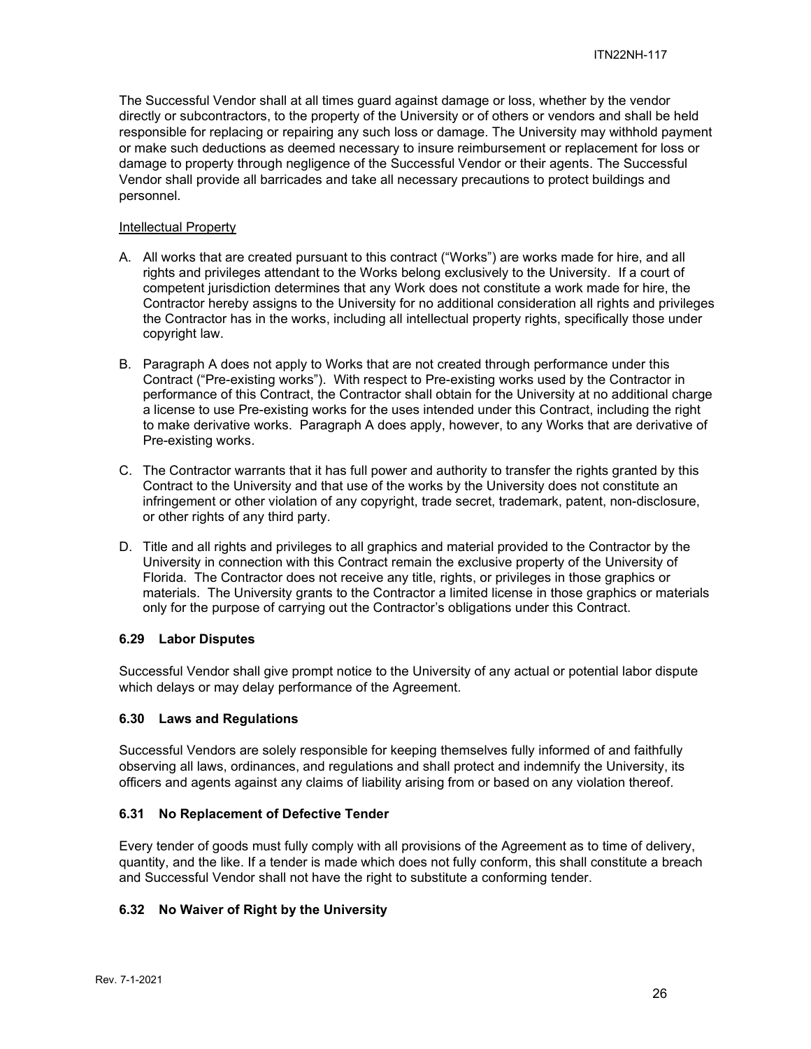The Successful Vendor shall at all times guard against damage or loss, whether by the vendor directly or subcontractors, to the property of the University or of others or vendors and shall be held responsible for replacing or repairing any such loss or damage. The University may withhold payment or make such deductions as deemed necessary to insure reimbursement or replacement for loss or damage to property through negligence of the Successful Vendor or their agents. The Successful Vendor shall provide all barricades and take all necessary precautions to protect buildings and personnel.

Intellectual Property

A. All works that are created pursuant to this contract ("Works") are works made for hire, and all rights and privileges attendant to the Works belong exclusively to the University. If a court of competent jurisdiction determines that any Work does not constitute a work made for hire, the Contractor hereby assigns to the University for no additional consideration all rights and privileges the Contractor has in the works, including all intellectual property rights, specifically those under copyright law.

B. Paragraph A does not apply to Works that are not created through performance under this Contract ("Pre-existing works"). With respect to Pre-existing works used by the Contractor in performance of this Contract, the Contractor shall obtain for the University at no additional charge a license to use Pre-existing works for the uses intended under this Contract, including the right to make derivative works. Paragraph A does apply, however, to any Works that are derivative of Pre-existing works.

C. The Contractor warrants that it has full power and authority to transfer the rights granted by this Contract to the University and that use of the works by the University does not constitute an infringement or other violation of any copyright, trade secret, trademark, patent, non-disclosure, or other rights of any third party.

D. Title and all rights and privileges to all graphics and material provided to the Contractor by the University in connection with this Contract remain the exclusive property of the University of Florida. The Contractor does not receive any title, rights, or privileges in those graphics or materials. The University grants to the Contractor a limited license in those graphics or materials only for the purpose of carrying out the Contractor's obligations under this Contract.

### 6.29 Labor Disputes

Successful Vendor shall give prompt notice to the University of any actual or potential labor dispute which delays or may delay performance of the Agreement.

### 6.30 Laws and Regulations

Successful Vendors are solely responsible for keeping themselves fully informed of and faithfully observing all laws, ordinances, and regulations and shall protect and indemnify the University, its officers and agents against any claims of liability arising from or based on any violation thereof.

### 6.31 No Replacement of Defective Tender

Every tender of goods must fully comply with all provisions of the Agreement as to time of delivery, quantity, and the like. If a tender is made which does not fully conform, this shall constitute a breach and Successful Vendor shall not have the right to substitute a conforming tender.

### 6.32 No Waiver of Right by the University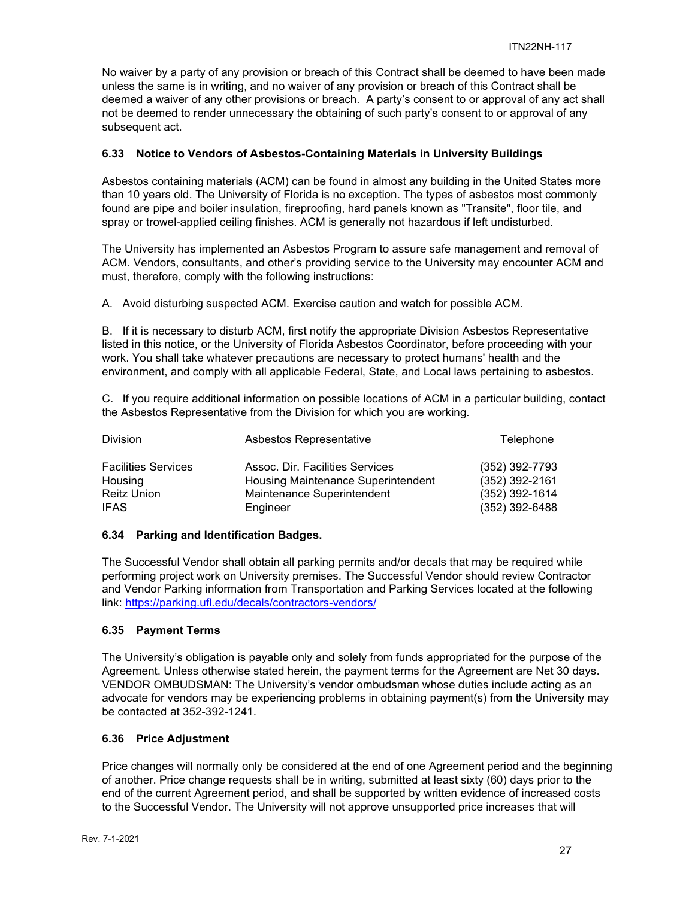No waiver by a party of any provision or breach of this Contract shall be deemed to have been made unless the same is in writing, and no waiver of any provision or breach of this Contract shall be deemed a waiver of any other provisions or breach. A party's consent to or approval of any act shall not be deemed to render unnecessary the obtaining of such party's consent to or approval of any subsequent act.

### 6.33 Notice to Vendors of Asbestos-Containing Materials in University Buildings

Asbestos containing materials (ACM) can be found in almost any building in the United States more than 10 years old. The University of Florida is no exception. The types of asbestos most commonly found are pipe and boiler insulation, fireproofing, hard panels known as "Transite", floor tile, and spray or trowel-applied ceiling finishes. ACM is generally not hazardous if left undisturbed.

The University has implemented an Asbestos Program to assure safe management and removal of ACM. Vendors, consultants, and other's providing service to the University may encounter ACM and must, therefore, comply with the following instructions:

A. Avoid disturbing suspected ACM. Exercise caution and watch for possible ACM.

B. If it is necessary to disturb ACM, first notify the appropriate Division Asbestos Representative listed in this notice, or the University of Florida Asbestos Coordinator, before proceeding with your work. You shall take whatever precautions are necessary to protect humans' health and the environment, and comply with all applicable Federal, State, and Local laws pertaining to asbestos.

C. If you require additional information on possible locations of ACM in a particular building, contact the Asbestos Representative from the Division for which you are working.

| Division | Asbestos Representative | Telephone |
| --- | --- | --- |
| Facilities Services | Assoc. Dir. Facilities Services | (352) 392-7793 |
| Housing | Housing Maintenance Superintendent | (352) 392-2161 |
| Reitz Union | Maintenance Superintendent | (352) 392-1614 |
| IFAS | Engineer | (352) 392-6488 |

### 6.34 Parking and Identification Badges.

The Successful Vendor shall obtain all parking permits and/or decals that may be required while performing project work on University premises. The Successful Vendor should review Contractor and Vendor Parking information from Transportation and Parking Services located at the following link: https://parking.ufl.edu/decals/contractors-vendors/

### 6.35 Payment Terms

The University's obligation is payable only and solely from funds appropriated for the purpose of the Agreement. Unless otherwise stated herein, the payment terms for the Agreement are Net 30 days. VENDOR OMBUDSMAN: The University's vendor ombudsman whose duties include acting as an advocate for vendors may be experiencing problems in obtaining payment(s) from the University may be contacted at 352-392-1241.

### 6.36 Price Adjustment

Price changes will normally only be considered at the end of one Agreement period and the beginning of another. Price change requests shall be in writing, submitted at least sixty (60) days prior to the end of the current Agreement period, and shall be supported by written evidence of increased costs to the Successful Vendor. The University will not approve unsupported price increases that will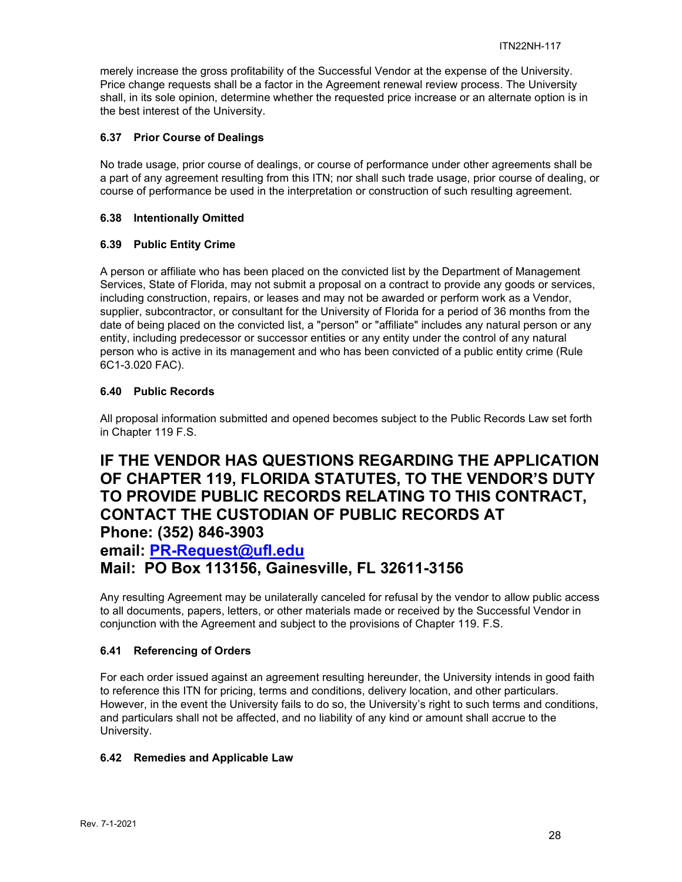merely increase the gross profitability of the Successful Vendor at the expense of the University. Price change requests shall be a factor in the Agreement renewal review process. The University shall, in its sole opinion, determine whether the requested price increase or an alternate option is in the best interest of the University.

### 6.37 Prior Course of Dealings

No trade usage, prior course of dealings, or course of performance under other agreements shall be a part of any agreement resulting from this ITN; nor shall such trade usage, prior course of dealing, or course of performance be used in the interpretation or construction of such resulting agreement.

### 6.38 Intentionally Omitted

### 6.39 Public Entity Crime

A person or affiliate who has been placed on the convicted list by the Department of Management Services, State of Florida, may not submit a proposal on a contract to provide any goods or services, including construction, repairs, or leases and may not be awarded or perform work as a Vendor, supplier, subcontractor, or consultant for the University of Florida for a period of 36 months from the date of being placed on the convicted list, a "person" or "affiliate" includes any natural person or any entity, including predecessor or successor entities or any entity under the control of any natural person who is active in its management and who has been convicted of a public entity crime (Rule 6C1-3.020 FAC).

### 6.40 Public Records

All proposal information submitted and opened becomes subject to the Public Records Law set forth in Chapter 119 F.S.

## IF THE VENDOR HAS QUESTIONS REGARDING THE APPLICATION OF CHAPTER 119, FLORIDA STATUTES, TO THE VENDOR'S DUTY TO PROVIDE PUBLIC RECORDS RELATING TO THIS CONTRACT, CONTACT THE CUSTODIAN OF PUBLIC RECORDS AT
## Phone: (352) 846-3903
## email: PR-Request@ufl.edu
## Mail: PO Box 113156, Gainesville, FL 32611-3156

Any resulting Agreement may be unilaterally canceled for refusal by the vendor to allow public access to all documents, papers, letters, or other materials made or received by the Successful Vendor in conjunction with the Agreement and subject to the provisions of Chapter 119. F.S.

### 6.41 Referencing of Orders

For each order issued against an agreement resulting hereunder, the University intends in good faith to reference this ITN for pricing, terms and conditions, delivery location, and other particulars. However, in the event the University fails to do so, the University's right to such terms and conditions, and particulars shall not be affected, and no liability of any kind or amount shall accrue to the University.

### 6.42 Remedies and Applicable Law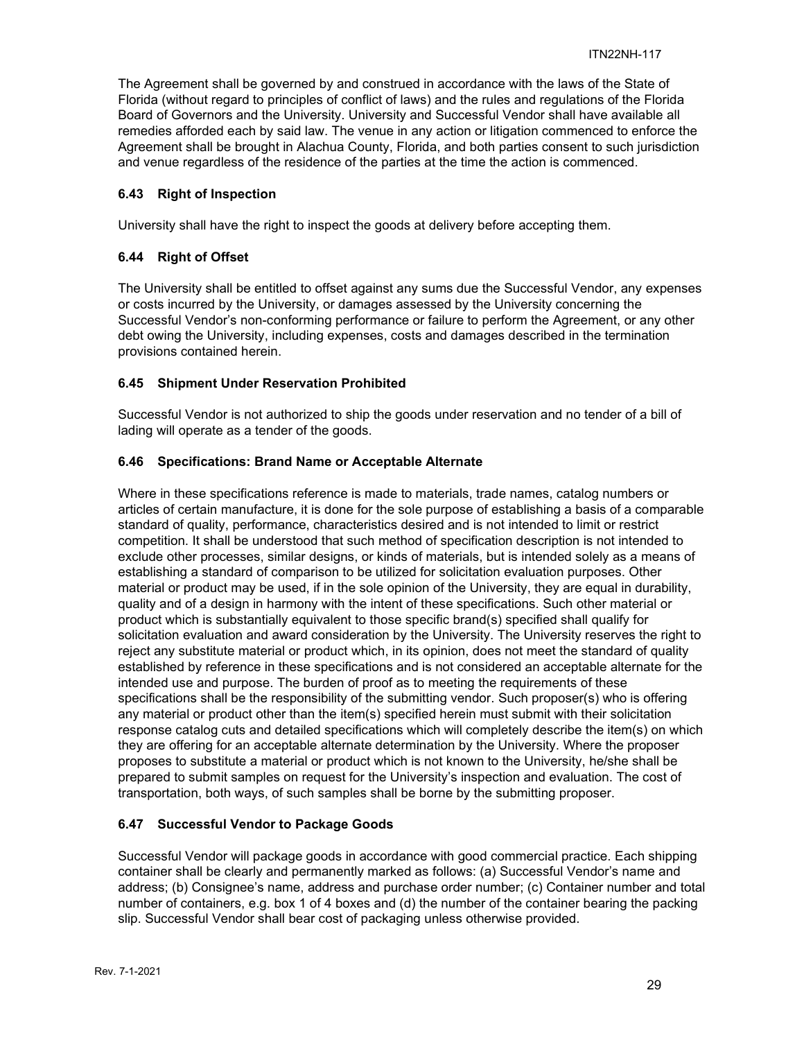The Agreement shall be governed by and construed in accordance with the laws of the State of Florida (without regard to principles of conflict of laws) and the rules and regulations of the Florida Board of Governors and the University. University and Successful Vendor shall have available all remedies afforded each by said law. The venue in any action or litigation commenced to enforce the Agreement shall be brought in Alachua County, Florida, and both parties consent to such jurisdiction and venue regardless of the residence of the parties at the time the action is commenced.

### 6.43 Right of Inspection

University shall have the right to inspect the goods at delivery before accepting them.

### 6.44 Right of Offset

The University shall be entitled to offset against any sums due the Successful Vendor, any expenses or costs incurred by the University, or damages assessed by the University concerning the Successful Vendor's non-conforming performance or failure to perform the Agreement, or any other debt owing the University, including expenses, costs and damages described in the termination provisions contained herein.

### 6.45 Shipment Under Reservation Prohibited

Successful Vendor is not authorized to ship the goods under reservation and no tender of a bill of lading will operate as a tender of the goods.

### 6.46 Specifications: Brand Name or Acceptable Alternate

Where in these specifications reference is made to materials, trade names, catalog numbers or articles of certain manufacture, it is done for the sole purpose of establishing a basis of a comparable standard of quality, performance, characteristics desired and is not intended to limit or restrict competition. It shall be understood that such method of specification description is not intended to exclude other processes, similar designs, or kinds of materials, but is intended solely as a means of establishing a standard of comparison to be utilized for solicitation evaluation purposes. Other material or product may be used, if in the sole opinion of the University, they are equal in durability, quality and of a design in harmony with the intent of these specifications. Such other material or product which is substantially equivalent to those specific brand(s) specified shall qualify for solicitation evaluation and award consideration by the University. The University reserves the right to reject any substitute material or product which, in its opinion, does not meet the standard of quality established by reference in these specifications and is not considered an acceptable alternate for the intended use and purpose. The burden of proof as to meeting the requirements of these specifications shall be the responsibility of the submitting vendor. Such proposer(s) who is offering any material or product other than the item(s) specified herein must submit with their solicitation response catalog cuts and detailed specifications which will completely describe the item(s) on which they are offering for an acceptable alternate determination by the University. Where the proposer proposes to substitute a material or product which is not known to the University, he/she shall be prepared to submit samples on request for the University's inspection and evaluation. The cost of transportation, both ways, of such samples shall be borne by the submitting proposer.

### 6.47 Successful Vendor to Package Goods

Successful Vendor will package goods in accordance with good commercial practice. Each shipping container shall be clearly and permanently marked as follows: (a) Successful Vendor's name and address; (b) Consignee's name, address and purchase order number; (c) Container number and total number of containers, e.g. box 1 of 4 boxes and (d) the number of the container bearing the packing slip. Successful Vendor shall bear cost of packaging unless otherwise provided.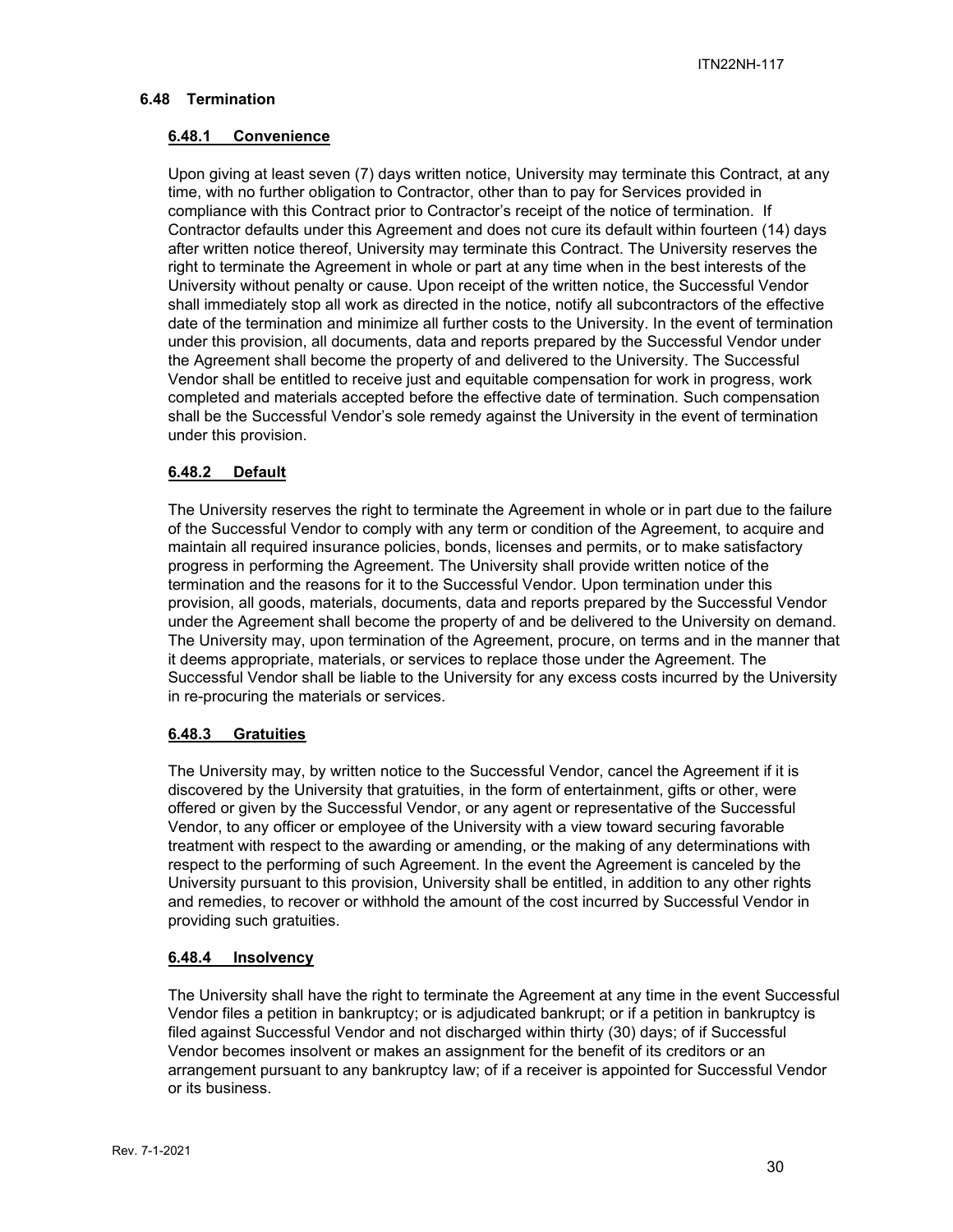### 6.48 Termination

#### 6.48.1 Convenience

Upon giving at least seven (7) days written notice, University may terminate this Contract, at any time, with no further obligation to Contractor, other than to pay for Services provided in compliance with this Contract prior to Contractor's receipt of the notice of termination. If Contractor defaults under this Agreement and does not cure its default within fourteen (14) days after written notice thereof, University may terminate this Contract. The University reserves the right to terminate the Agreement in whole or part at any time when in the best interests of the University without penalty or cause. Upon receipt of the written notice, the Successful Vendor shall immediately stop all work as directed in the notice, notify all subcontractors of the effective date of the termination and minimize all further costs to the University. In the event of termination under this provision, all documents, data and reports prepared by the Successful Vendor under the Agreement shall become the property of and delivered to the University. The Successful Vendor shall be entitled to receive just and equitable compensation for work in progress, work completed and materials accepted before the effective date of termination. Such compensation shall be the Successful Vendor's sole remedy against the University in the event of termination under this provision.

#### 6.48.2 Default

The University reserves the right to terminate the Agreement in whole or in part due to the failure of the Successful Vendor to comply with any term or condition of the Agreement, to acquire and maintain all required insurance policies, bonds, licenses and permits, or to make satisfactory progress in performing the Agreement. The University shall provide written notice of the termination and the reasons for it to the Successful Vendor. Upon termination under this provision, all goods, materials, documents, data and reports prepared by the Successful Vendor under the Agreement shall become the property of and be delivered to the University on demand. The University may, upon termination of the Agreement, procure, on terms and in the manner that it deems appropriate, materials, or services to replace those under the Agreement. The Successful Vendor shall be liable to the University for any excess costs incurred by the University in re-procuring the materials or services.

#### 6.48.3 Gratuities

The University may, by written notice to the Successful Vendor, cancel the Agreement if it is discovered by the University that gratuities, in the form of entertainment, gifts or other, were offered or given by the Successful Vendor, or any agent or representative of the Successful Vendor, to any officer or employee of the University with a view toward securing favorable treatment with respect to the awarding or amending, or the making of any determinations with respect to the performing of such Agreement. In the event the Agreement is canceled by the University pursuant to this provision, University shall be entitled, in addition to any other rights and remedies, to recover or withhold the amount of the cost incurred by Successful Vendor in providing such gratuities.

#### 6.48.4 Insolvency

The University shall have the right to terminate the Agreement at any time in the event Successful Vendor files a petition in bankruptcy; or is adjudicated bankrupt; or if a petition in bankruptcy is filed against Successful Vendor and not discharged within thirty (30) days; of if Successful Vendor becomes insolvent or makes an assignment for the benefit of its creditors or an arrangement pursuant to any bankruptcy law; of if a receiver is appointed for Successful Vendor or its business.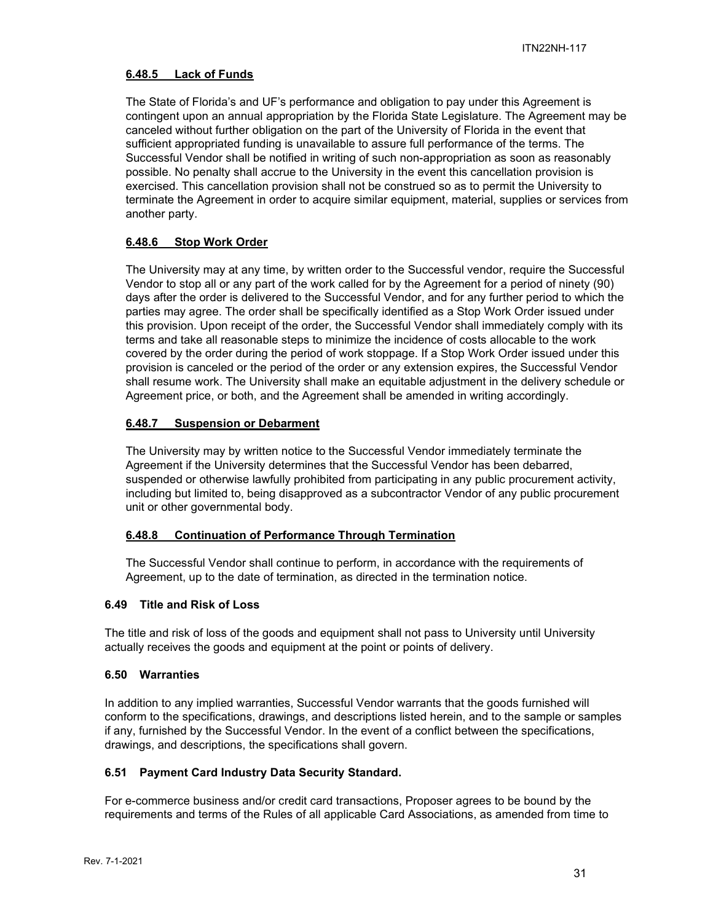#### 6.48.5 Lack of Funds

The State of Florida's and UF's performance and obligation to pay under this Agreement is contingent upon an annual appropriation by the Florida State Legislature. The Agreement may be canceled without further obligation on the part of the University of Florida in the event that sufficient appropriated funding is unavailable to assure full performance of the terms. The Successful Vendor shall be notified in writing of such non-appropriation as soon as reasonably possible. No penalty shall accrue to the University in the event this cancellation provision is exercised. This cancellation provision shall not be construed so as to permit the University to terminate the Agreement in order to acquire similar equipment, material, supplies or services from another party.

#### 6.48.6 Stop Work Order

The University may at any time, by written order to the Successful vendor, require the Successful Vendor to stop all or any part of the work called for by the Agreement for a period of ninety (90) days after the order is delivered to the Successful Vendor, and for any further period to which the parties may agree. The order shall be specifically identified as a Stop Work Order issued under this provision. Upon receipt of the order, the Successful Vendor shall immediately comply with its terms and take all reasonable steps to minimize the incidence of costs allocable to the work covered by the order during the period of work stoppage. If a Stop Work Order issued under this provision is canceled or the period of the order or any extension expires, the Successful Vendor shall resume work. The University shall make an equitable adjustment in the delivery schedule or Agreement price, or both, and the Agreement shall be amended in writing accordingly.

#### 6.48.7 Suspension or Debarment

The University may by written notice to the Successful Vendor immediately terminate the Agreement if the University determines that the Successful Vendor has been debarred, suspended or otherwise lawfully prohibited from participating in any public procurement activity, including but limited to, being disapproved as a subcontractor Vendor of any public procurement unit or other governmental body.

#### 6.48.8 Continuation of Performance Through Termination

The Successful Vendor shall continue to perform, in accordance with the requirements of Agreement, up to the date of termination, as directed in the termination notice.

### 6.49 Title and Risk of Loss

The title and risk of loss of the goods and equipment shall not pass to University until University actually receives the goods and equipment at the point or points of delivery.

### 6.50 Warranties

In addition to any implied warranties, Successful Vendor warrants that the goods furnished will conform to the specifications, drawings, and descriptions listed herein, and to the sample or samples if any, furnished by the Successful Vendor. In the event of a conflict between the specifications, drawings, and descriptions, the specifications shall govern.

### 6.51 Payment Card Industry Data Security Standard.

For e-commerce business and/or credit card transactions, Proposer agrees to be bound by the requirements and terms of the Rules of all applicable Card Associations, as amended from time to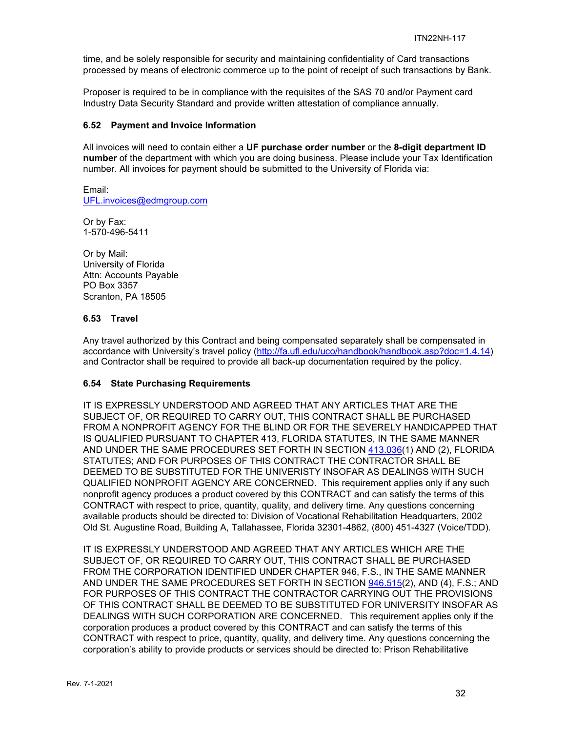time, and be solely responsible for security and maintaining confidentiality of Card transactions processed by means of electronic commerce up to the point of receipt of such transactions by Bank.

Proposer is required to be in compliance with the requisites of the SAS 70 and/or Payment card Industry Data Security Standard and provide written attestation of compliance annually.

### 6.52 Payment and Invoice Information

All invoices will need to contain either a **UF purchase order number** or the **8-digit department ID number** of the department with which you are doing business. Please include your Tax Identification number. All invoices for payment should be submitted to the University of Florida via:

Email:
UFL.invoices@edmgroup.com

Or by Fax:
1-570-496-5411

Or by Mail:
University of Florida
Attn: Accounts Payable
PO Box 3357
Scranton, PA 18505

### 6.53 Travel

Any travel authorized by this Contract and being compensated separately shall be compensated in accordance with University's travel policy (http://fa.ufl.edu/uco/handbook/handbook.asp?doc=1.4.14) and Contractor shall be required to provide all back-up documentation required by the policy.

### 6.54 State Purchasing Requirements

IT IS EXPRESSLY UNDERSTOOD AND AGREED THAT ANY ARTICLES THAT ARE THE SUBJECT OF, OR REQUIRED TO CARRY OUT, THIS CONTRACT SHALL BE PURCHASED FROM A NONPROFIT AGENCY FOR THE BLIND OR FOR THE SEVERELY HANDICAPPED THAT IS QUALIFIED PURSUANT TO CHAPTER 413, FLORIDA STATUTES, IN THE SAME MANNER AND UNDER THE SAME PROCEDURES SET FORTH IN SECTION 413.036(1) AND (2), FLORIDA STATUTES; AND FOR PURPOSES OF THIS CONTRACT THE CONTRACTOR SHALL BE DEEMED TO BE SUBSTITUTED FOR THE UNIVERISTY INSOFAR AS DEALINGS WITH SUCH QUALIFIED NONPROFIT AGENCY ARE CONCERNED. This requirement applies only if any such nonprofit agency produces a product covered by this CONTRACT and can satisfy the terms of this CONTRACT with respect to price, quantity, quality, and delivery time. Any questions concerning available products should be directed to: Division of Vocational Rehabilitation Headquarters, 2002 Old St. Augustine Road, Building A, Tallahassee, Florida 32301-4862, (800) 451-4327 (Voice/TDD).

IT IS EXPRESSLY UNDERSTOOD AND AGREED THAT ANY ARTICLES WHICH ARE THE SUBJECT OF, OR REQUIRED TO CARRY OUT, THIS CONTRACT SHALL BE PURCHASED FROM THE CORPORATION IDENTIFIED UNDER CHAPTER 946, F.S., IN THE SAME MANNER AND UNDER THE SAME PROCEDURES SET FORTH IN SECTION 946.515(2), AND (4), F.S.; AND FOR PURPOSES OF THIS CONTRACT THE CONTRACTOR CARRYING OUT THE PROVISIONS OF THIS CONTRACT SHALL BE DEEMED TO BE SUBSTITUTED FOR UNIVERSITY INSOFAR AS DEALINGS WITH SUCH CORPORATION ARE CONCERNED. This requirement applies only if the corporation produces a product covered by this CONTRACT and can satisfy the terms of this CONTRACT with respect to price, quantity, quality, and delivery time. Any questions concerning the corporation's ability to provide products or services should be directed to: Prison Rehabilitative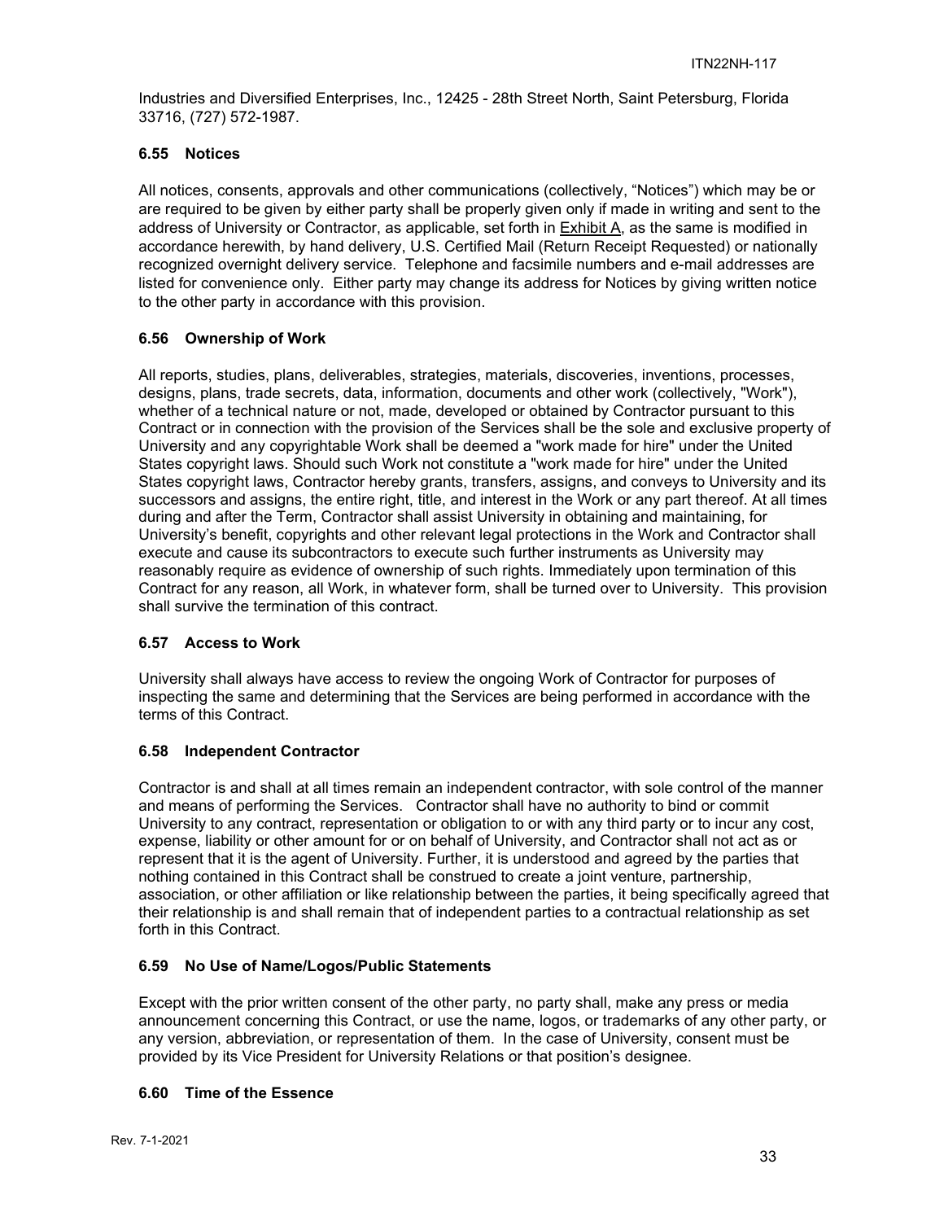Industries and Diversified Enterprises, Inc., 12425 - 28th Street North, Saint Petersburg, Florida 33716, (727) 572-1987.

### 6.55 Notices

All notices, consents, approvals and other communications (collectively, "Notices") which may be or are required to be given by either party shall be properly given only if made in writing and sent to the address of University or Contractor, as applicable, set forth in Exhibit A, as the same is modified in accordance herewith, by hand delivery, U.S. Certified Mail (Return Receipt Requested) or nationally recognized overnight delivery service. Telephone and facsimile numbers and e-mail addresses are listed for convenience only. Either party may change its address for Notices by giving written notice to the other party in accordance with this provision.

### 6.56 Ownership of Work

All reports, studies, plans, deliverables, strategies, materials, discoveries, inventions, processes, designs, plans, trade secrets, data, information, documents and other work (collectively, "Work"), whether of a technical nature or not, made, developed or obtained by Contractor pursuant to this Contract or in connection with the provision of the Services shall be the sole and exclusive property of University and any copyrightable Work shall be deemed a "work made for hire" under the United States copyright laws. Should such Work not constitute a "work made for hire" under the United States copyright laws, Contractor hereby grants, transfers, assigns, and conveys to University and its successors and assigns, the entire right, title, and interest in the Work or any part thereof. At all times during and after the Term, Contractor shall assist University in obtaining and maintaining, for University's benefit, copyrights and other relevant legal protections in the Work and Contractor shall execute and cause its subcontractors to execute such further instruments as University may reasonably require as evidence of ownership of such rights. Immediately upon termination of this Contract for any reason, all Work, in whatever form, shall be turned over to University. This provision shall survive the termination of this contract.

### 6.57 Access to Work

University shall always have access to review the ongoing Work of Contractor for purposes of inspecting the same and determining that the Services are being performed in accordance with the terms of this Contract.

### 6.58 Independent Contractor

Contractor is and shall at all times remain an independent contractor, with sole control of the manner and means of performing the Services. Contractor shall have no authority to bind or commit University to any contract, representation or obligation to or with any third party or to incur any cost, expense, liability or other amount for or on behalf of University, and Contractor shall not act as or represent that it is the agent of University. Further, it is understood and agreed by the parties that nothing contained in this Contract shall be construed to create a joint venture, partnership, association, or other affiliation or like relationship between the parties, it being specifically agreed that their relationship is and shall remain that of independent parties to a contractual relationship as set forth in this Contract.

### 6.59 No Use of Name/Logos/Public Statements

Except with the prior written consent of the other party, no party shall, make any press or media announcement concerning this Contract, or use the name, logos, or trademarks of any other party, or any version, abbreviation, or representation of them. In the case of University, consent must be provided by its Vice President for University Relations or that position's designee.

### 6.60 Time of the Essence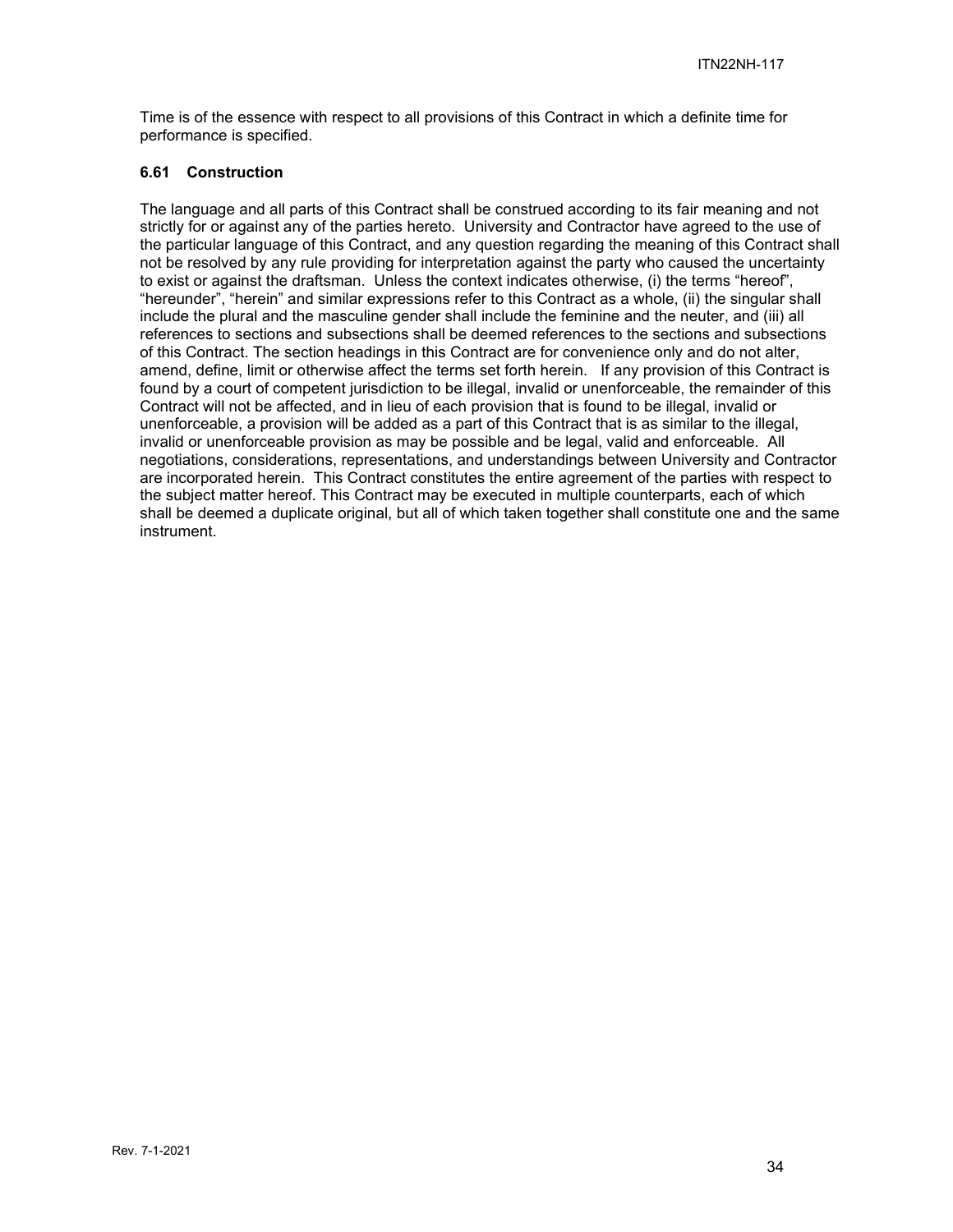Time is of the essence with respect to all provisions of this Contract in which a definite time for performance is specified.

### 6.61 Construction

The language and all parts of this Contract shall be construed according to its fair meaning and not strictly for or against any of the parties hereto. University and Contractor have agreed to the use of the particular language of this Contract, and any question regarding the meaning of this Contract shall not be resolved by any rule providing for interpretation against the party who caused the uncertainty to exist or against the draftsman. Unless the context indicates otherwise, (i) the terms "hereof", "hereunder", "herein" and similar expressions refer to this Contract as a whole, (ii) the singular shall include the plural and the masculine gender shall include the feminine and the neuter, and (iii) all references to sections and subsections shall be deemed references to the sections and subsections of this Contract. The section headings in this Contract are for convenience only and do not alter, amend, define, limit or otherwise affect the terms set forth herein. If any provision of this Contract is found by a court of competent jurisdiction to be illegal, invalid or unenforceable, the remainder of this Contract will not be affected, and in lieu of each provision that is found to be illegal, invalid or unenforceable, a provision will be added as a part of this Contract that is as similar to the illegal, invalid or unenforceable provision as may be possible and be legal, valid and enforceable. All negotiations, considerations, representations, and understandings between University and Contractor are incorporated herein. This Contract constitutes the entire agreement of the parties with respect to the subject matter hereof. This Contract may be executed in multiple counterparts, each of which shall be deemed a duplicate original, but all of which taken together shall constitute one and the same instrument.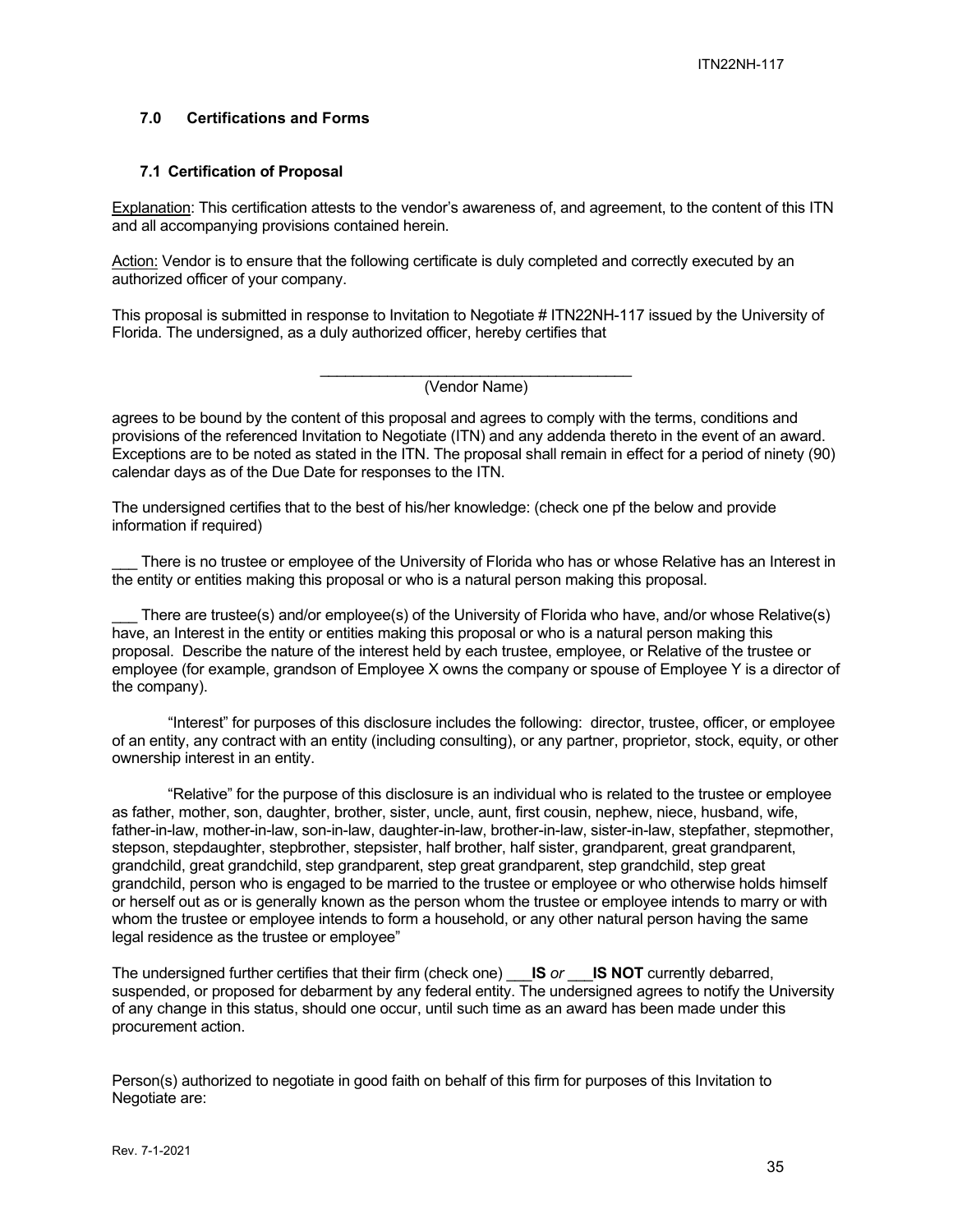## 7.0 Certifications and Forms

### 7.1 Certification of Proposal

Explanation: This certification attests to the vendor's awareness of, and agreement, to the content of this ITN and all accompanying provisions contained herein.

Action: Vendor is to ensure that the following certificate is duly completed and correctly executed by an authorized officer of your company.

This proposal is submitted in response to Invitation to Negotiate # ITN22NH-117 issued by the University of Florida. The undersigned, as a duly authorized officer, hereby certifies that

______________________________________
(Vendor Name)

agrees to be bound by the content of this proposal and agrees to comply with the terms, conditions and provisions of the referenced Invitation to Negotiate (ITN) and any addenda thereto in the event of an award. Exceptions are to be noted as stated in the ITN. The proposal shall remain in effect for a period of ninety (90) calendar days as of the Due Date for responses to the ITN.

The undersigned certifies that to the best of his/her knowledge: (check one pf the below and provide information if required)

___ There is no trustee or employee of the University of Florida who has or whose Relative has an Interest in the entity or entities making this proposal or who is a natural person making this proposal.

___ There are trustee(s) and/or employee(s) of the University of Florida who have, and/or whose Relative(s) have, an Interest in the entity or entities making this proposal or who is a natural person making this proposal. Describe the nature of the interest held by each trustee, employee, or Relative of the trustee or employee (for example, grandson of Employee X owns the company or spouse of Employee Y is a director of the company).

"Interest" for purposes of this disclosure includes the following: director, trustee, officer, or employee of an entity, any contract with an entity (including consulting), or any partner, proprietor, stock, equity, or other ownership interest in an entity.

"Relative" for the purpose of this disclosure is an individual who is related to the trustee or employee as father, mother, son, daughter, brother, sister, uncle, aunt, first cousin, nephew, niece, husband, wife, father-in-law, mother-in-law, son-in-law, daughter-in-law, brother-in-law, sister-in-law, stepfather, stepmother, stepson, stepdaughter, stepbrother, stepsister, half brother, half sister, grandparent, great grandparent, grandchild, great grandchild, step grandparent, step great grandparent, step grandchild, step great grandchild, person who is engaged to be married to the trustee or employee or who otherwise holds himself or herself out as or is generally known as the person whom the trustee or employee intends to marry or with whom the trustee or employee intends to form a household, or any other natural person having the same legal residence as the trustee or employee"

The undersigned further certifies that their firm (check one) ___**IS** *or* ___**IS NOT** currently debarred, suspended, or proposed for debarment by any federal entity. The undersigned agrees to notify the University of any change in this status, should one occur, until such time as an award has been made under this procurement action.

Person(s) authorized to negotiate in good faith on behalf of this firm for purposes of this Invitation to Negotiate are: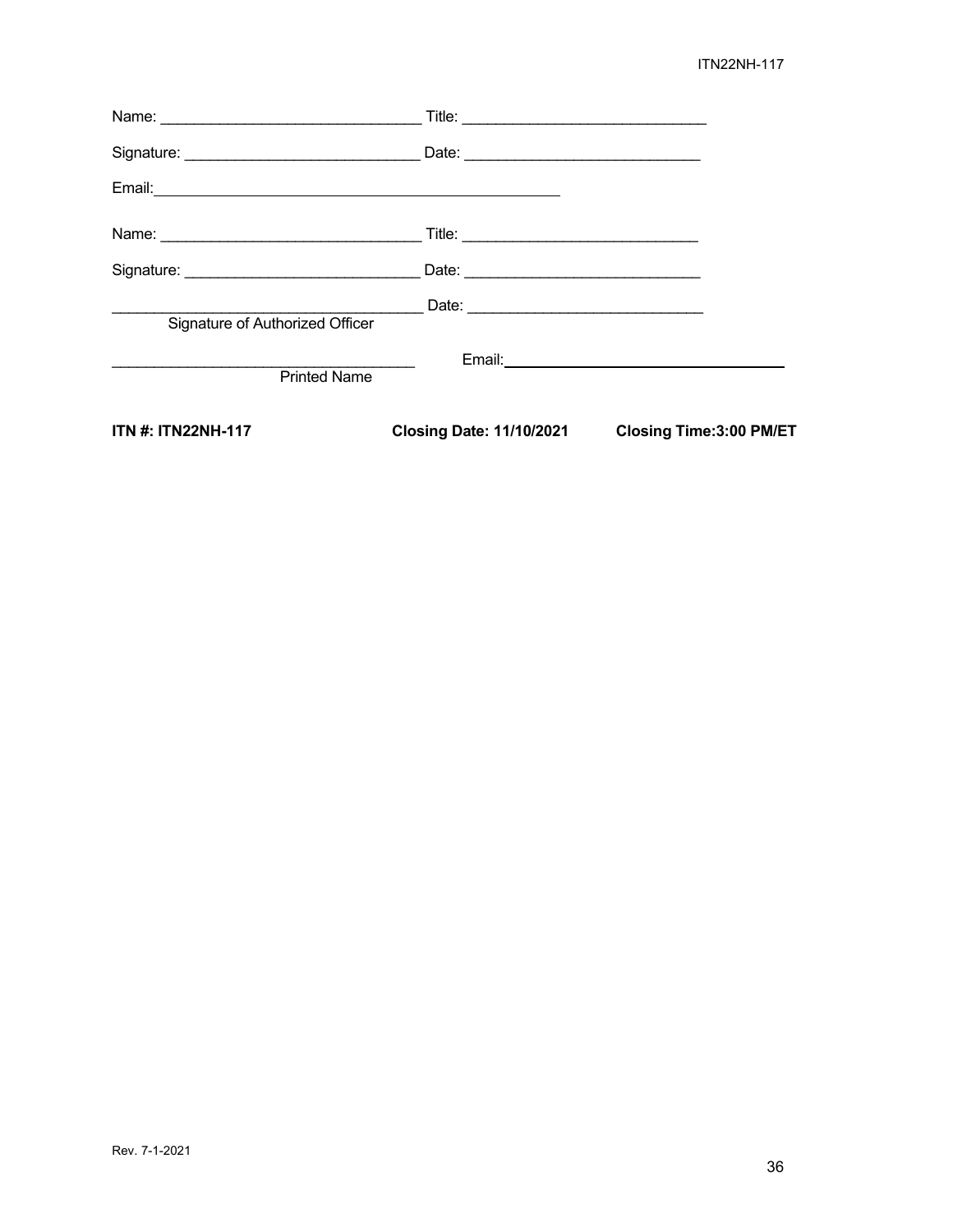Name: ______________________________ Title: ____________________________

Signature: ___________________________ Date: ____________________________

Email: ______________________________________________

Name: ______________________________ Title: ___________________________

Signature: ___________________________ Date: ___________________________

___________________________________ Date: ___________________________

Signature of Authorized Officer

___________________________________ Email: ______________________________

Printed Name

**ITN #: ITN22NH-117** **Closing Date: 11/10/2021** **Closing Time:3:00 PM/ET**

Rev. 7-1-2021